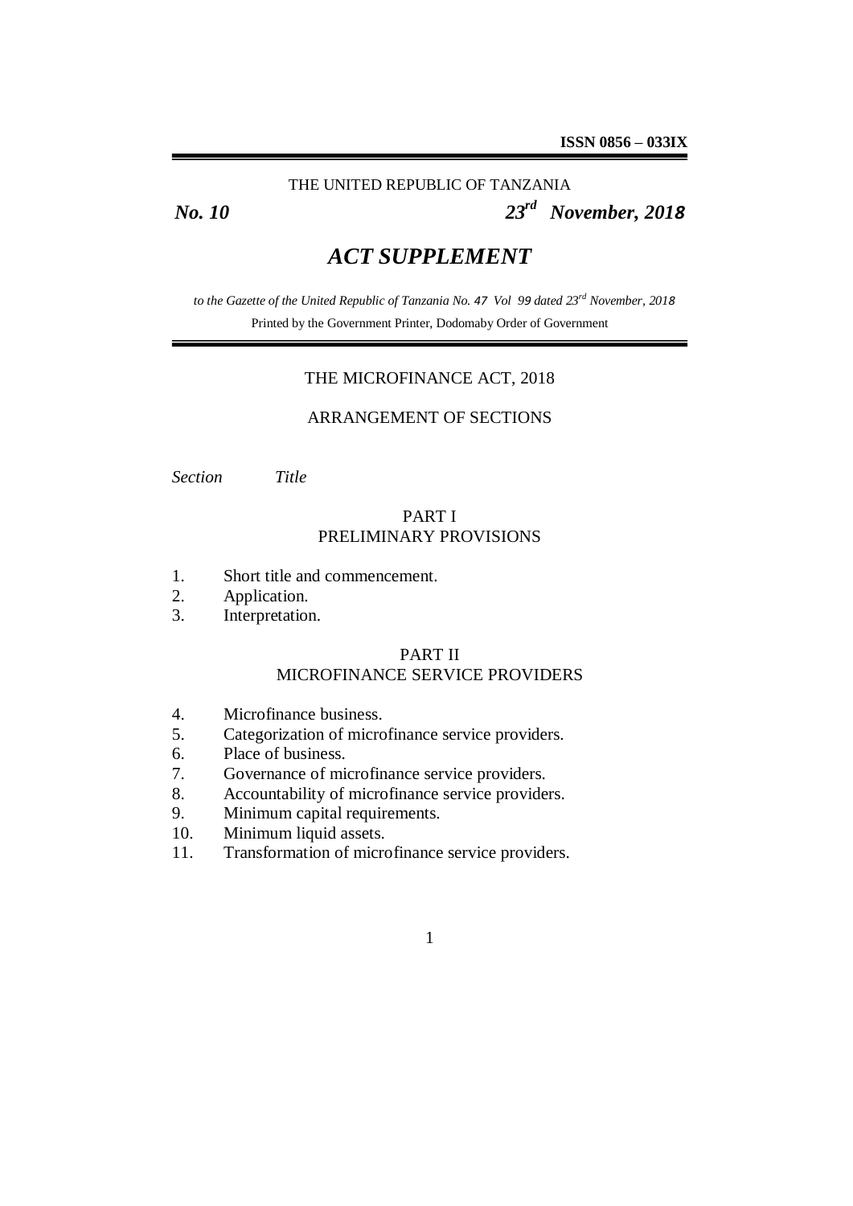**ISSN 0856 – 033IX**

THE UNITED REPUBLIC OF TANZANIA

***No. 10*** ***23rd November, 2018***

# *ACT SUPPLEMENT*

*to the Gazette of the United Republic of Tanzania No. 47 Vol 99 dated 23rd November, 2018*

Printed by the Government Printer, Dodomaby Order of Government

## THE MICROFINANCE ACT, 2018

### ARRANGEMENT OF SECTIONS

| *Section* | *Title* |
|---|---|

#### PART I
#### PRELIMINARY PROVISIONS

1. Short title and commencement.
2. Application.
3. Interpretation.

#### PART II
#### MICROFINANCE SERVICE PROVIDERS

4. Microfinance business.
5. Categorization of microfinance service providers.
6. Place of business.
7. Governance of microfinance service providers.
8. Accountability of microfinance service providers.
9. Minimum capital requirements.
10. Minimum liquid assets.
11. Transformation of microfinance service providers.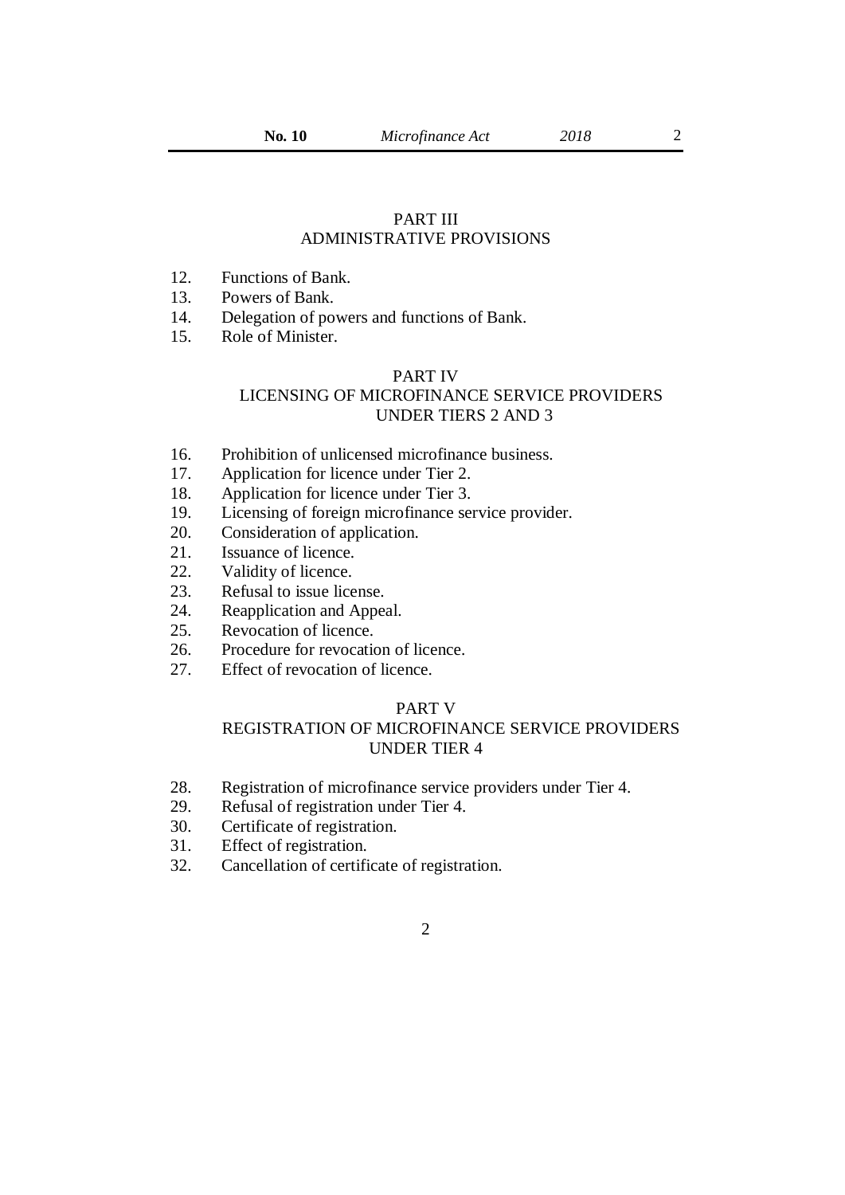## PART III
## ADMINISTRATIVE PROVISIONS

12. Functions of Bank.
13. Powers of Bank.
14. Delegation of powers and functions of Bank.
15. Role of Minister.

## PART IV
## LICENSING OF MICROFINANCE SERVICE PROVIDERS UNDER TIERS 2 AND 3

16. Prohibition of unlicensed microfinance business.
17. Application for licence under Tier 2.
18. Application for licence under Tier 3.
19. Licensing of foreign microfinance service provider.
20. Consideration of application.
21. Issuance of licence.
22. Validity of licence.
23. Refusal to issue license.
24. Reapplication and Appeal.
25. Revocation of licence.
26. Procedure for revocation of licence.
27. Effect of revocation of licence.

## PART V
## REGISTRATION OF MICROFINANCE SERVICE PROVIDERS UNDER TIER 4

28. Registration of microfinance service providers under Tier 4.
29. Refusal of registration under Tier 4.
30. Certificate of registration.
31. Effect of registration.
32. Cancellation of certificate of registration.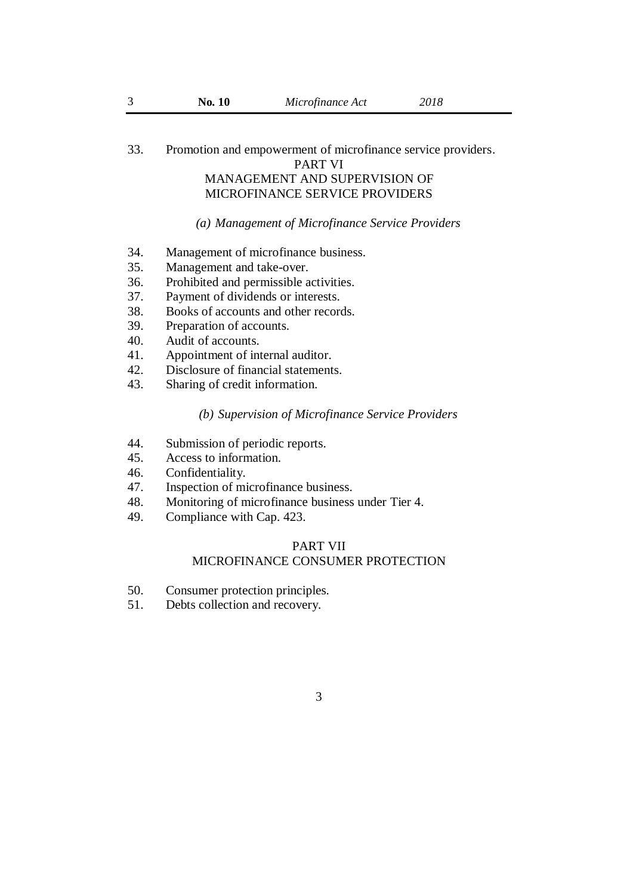33. Promotion and empowerment of microfinance service providers.

## PART VI
## MANAGEMENT AND SUPERVISION OF MICROFINANCE SERVICE PROVIDERS

*(a) Management of Microfinance Service Providers*

34. Management of microfinance business.
35. Management and take-over.
36. Prohibited and permissible activities.
37. Payment of dividends or interests.
38. Books of accounts and other records.
39. Preparation of accounts.
40. Audit of accounts.
41. Appointment of internal auditor.
42. Disclosure of financial statements.
43. Sharing of credit information.

*(b) Supervision of Microfinance Service Providers*

44. Submission of periodic reports.
45. Access to information.
46. Confidentiality.
47. Inspection of microfinance business.
48. Monitoring of microfinance business under Tier 4.
49. Compliance with Cap. 423.

## PART VII
## MICROFINANCE CONSUMER PROTECTION

50. Consumer protection principles.
51. Debts collection and recovery.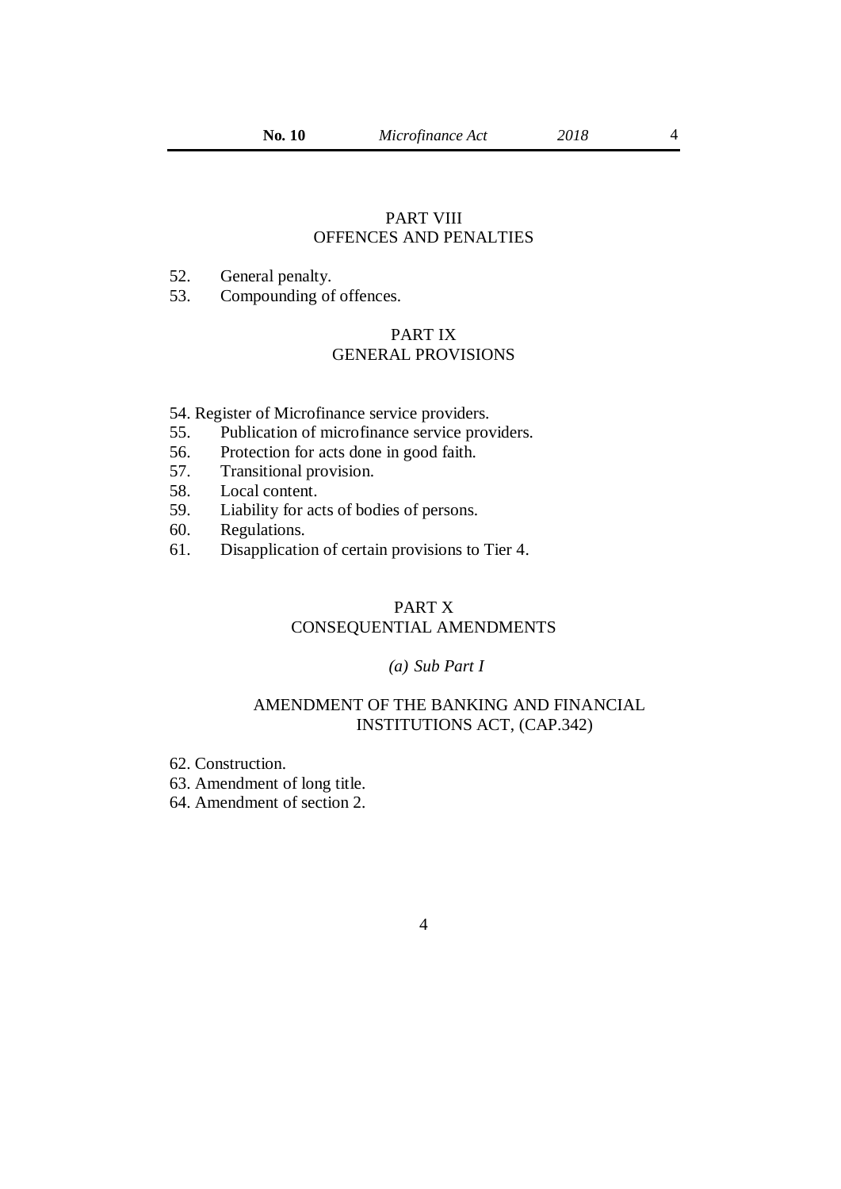## PART VIII
## OFFENCES AND PENALTIES

52. General penalty.
53. Compounding of offences.

## PART IX
## GENERAL PROVISIONS

54. Register of Microfinance service providers.
55. Publication of microfinance service providers.
56. Protection for acts done in good faith.
57. Transitional provision.
58. Local content.
59. Liability for acts of bodies of persons.
60. Regulations.
61. Disapplication of certain provisions to Tier 4.

## PART X
## CONSEQUENTIAL AMENDMENTS

### *(a) Sub Part I*

### AMENDMENT OF THE BANKING AND FINANCIAL INSTITUTIONS ACT, (CAP.342)

62. Construction.
63. Amendment of long title.
64. Amendment of section 2.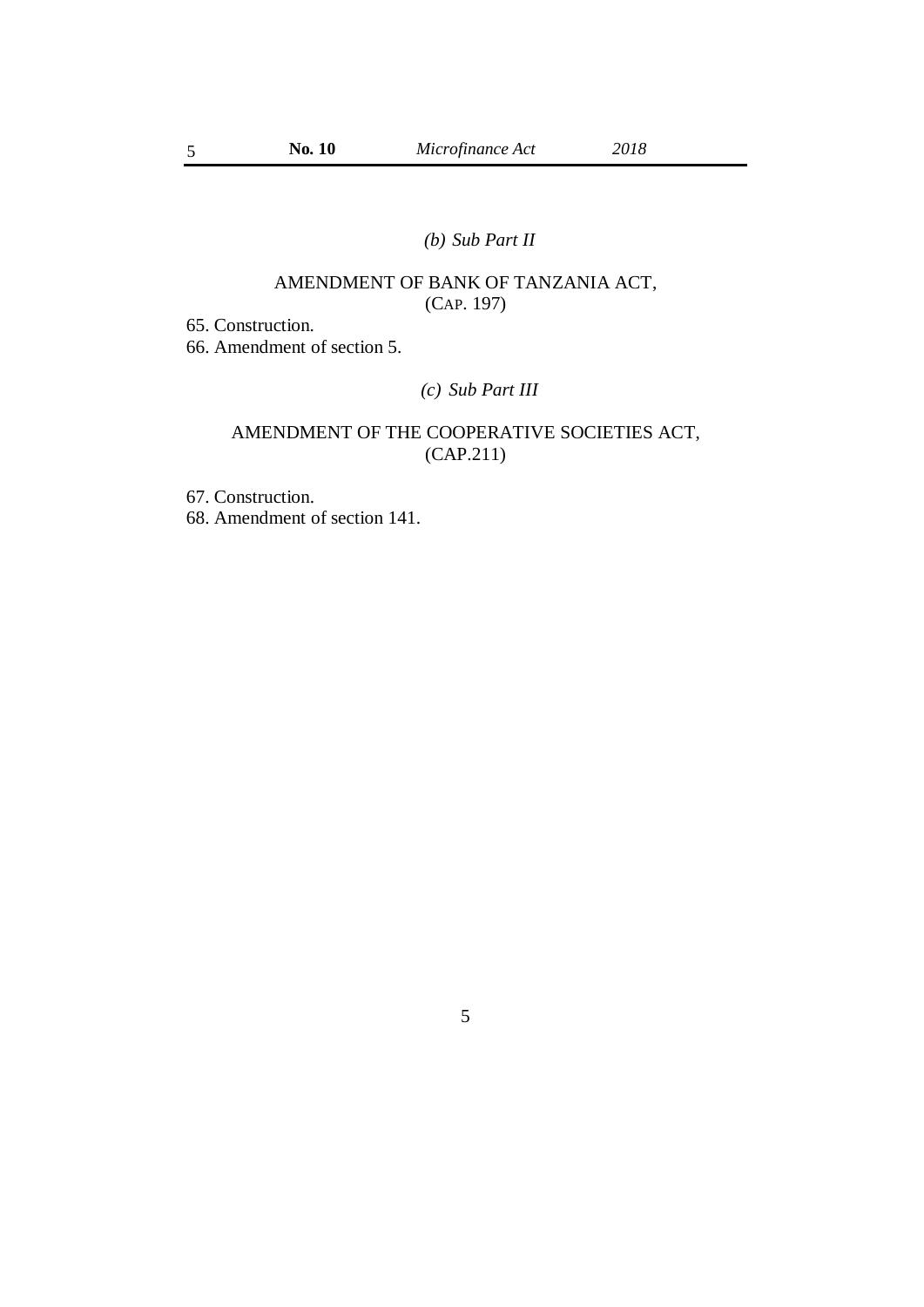*(b) Sub Part II*

AMENDMENT OF BANK OF TANZANIA ACT,
(CAP. 197)

65. Construction.
66. Amendment of section 5.

*(c) Sub Part III*

AMENDMENT OF THE COOPERATIVE SOCIETIES ACT,
(CAP.211)

67. Construction.
68. Amendment of section 141.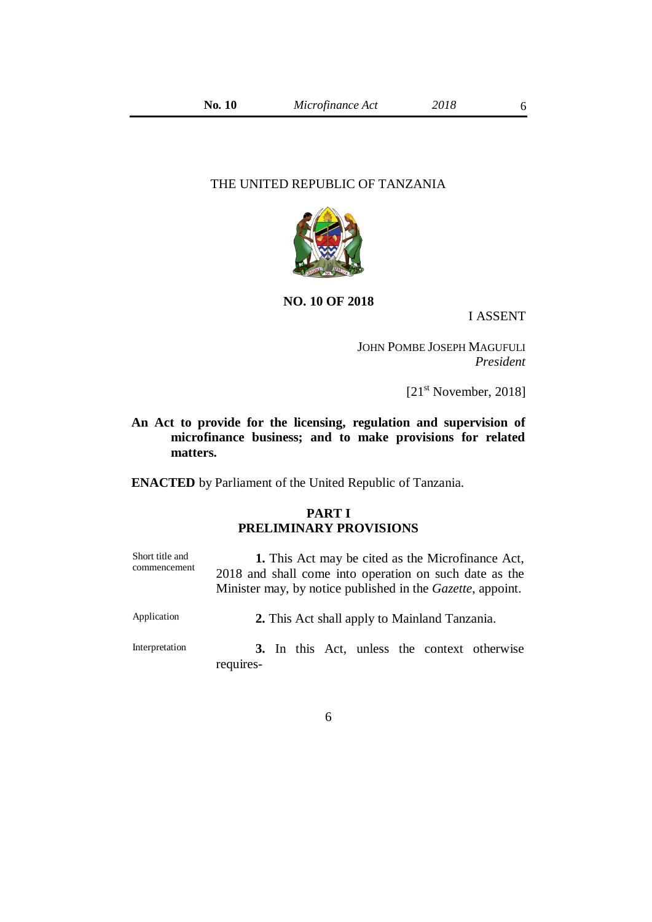THE UNITED REPUBLIC OF TANZANIA

**NO. 10 OF 2018**

I ASSENT

JOHN POMBE JOSEPH MAGUFULI
*President*

[21st November, 2018]

**An Act to provide for the licensing, regulation and supervision of microfinance business; and to make provisions for related matters.**

**ENACTED** by Parliament of the United Republic of Tanzania.

## PART I
## PRELIMINARY PROVISIONS

Short title and commencement

**1.** This Act may be cited as the Microfinance Act, 2018 and shall come into operation on such date as the Minister may, by notice published in the *Gazette*, appoint.

Application

**2.** This Act shall apply to Mainland Tanzania.

Interpretation

**3.** In this Act, unless the context otherwise requires-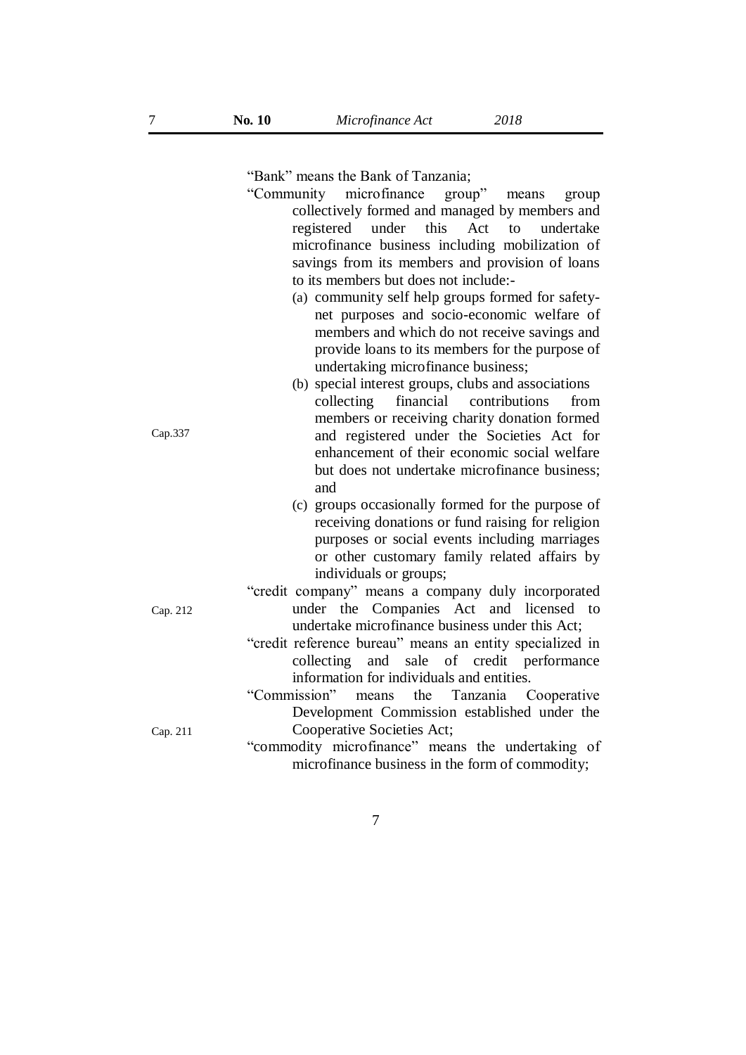"Bank" means the Bank of Tanzania;

"Community microfinance group" means group collectively formed and managed by members and registered under this Act to undertake microfinance business including mobilization of savings from its members and provision of loans to its members but does not include:-

(a) community self help groups formed for safety-net purposes and socio-economic welfare of members and which do not receive savings and provide loans to its members for the purpose of undertaking microfinance business;

(b) special interest groups, clubs and associations collecting financial contributions from members or receiving charity donation formed and registered under the Societies Act for enhancement of their economic social welfare but does not undertake microfinance business; and

Cap.337

(c) groups occasionally formed for the purpose of receiving donations or fund raising for religion purposes or social events including marriages or other customary family related affairs by individuals or groups;

"credit company" means a company duly incorporated under the Companies Act and licensed to undertake microfinance business under this Act;

Cap. 212

"credit reference bureau" means an entity specialized in collecting and sale of credit performance information for individuals and entities.

"Commission" means the Tanzania Cooperative Development Commission established under the Cooperative Societies Act;

Cap. 211

"commodity microfinance" means the undertaking of microfinance business in the form of commodity;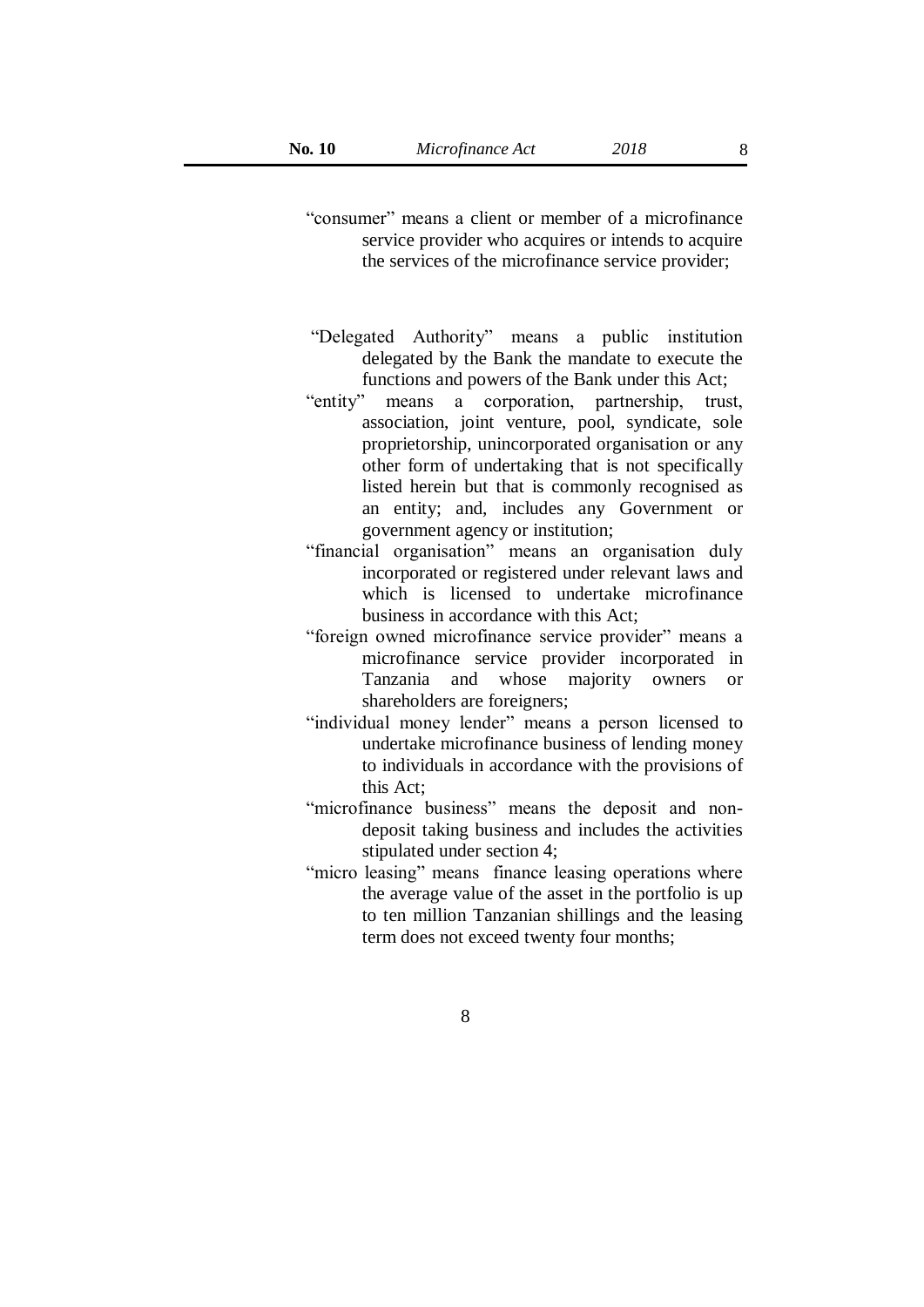"consumer" means a client or member of a microfinance service provider who acquires or intends to acquire the services of the microfinance service provider;

"Delegated Authority" means a public institution delegated by the Bank the mandate to execute the functions and powers of the Bank under this Act;

"entity" means a corporation, partnership, trust, association, joint venture, pool, syndicate, sole proprietorship, unincorporated organisation or any other form of undertaking that is not specifically listed herein but that is commonly recognised as an entity; and, includes any Government or government agency or institution;

"financial organisation" means an organisation duly incorporated or registered under relevant laws and which is licensed to undertake microfinance business in accordance with this Act;

"foreign owned microfinance service provider" means a microfinance service provider incorporated in Tanzania and whose majority owners or shareholders are foreigners;

"individual money lender" means a person licensed to undertake microfinance business of lending money to individuals in accordance with the provisions of this Act;

"microfinance business" means the deposit and non-deposit taking business and includes the activities stipulated under section 4;

"micro leasing" means finance leasing operations where the average value of the asset in the portfolio is up to ten million Tanzanian shillings and the leasing term does not exceed twenty four months;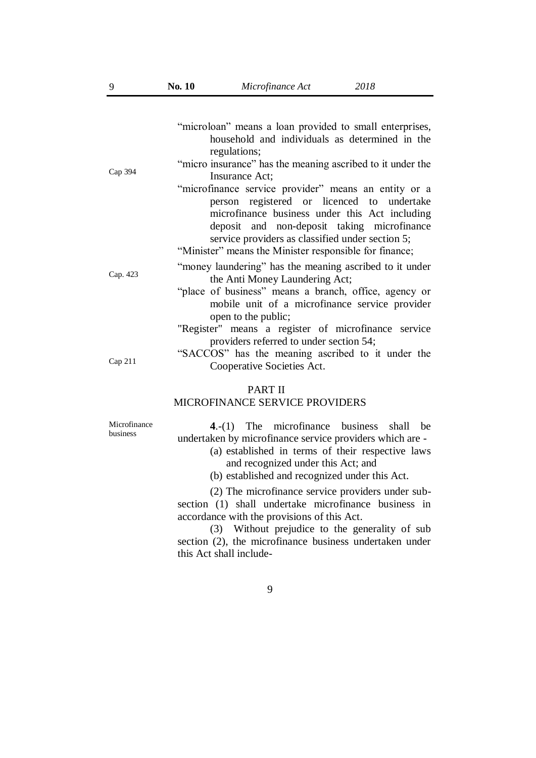"microloan" means a loan provided to small enterprises, household and individuals as determined in the regulations;

Cap 394

"micro insurance" has the meaning ascribed to it under the Insurance Act;

"microfinance service provider" means an entity or a person registered or licenced to undertake microfinance business under this Act including deposit and non-deposit taking microfinance service providers as classified under section 5;

"Minister" means the Minister responsible for finance;

Cap. 423

"money laundering" has the meaning ascribed to it under the Anti Money Laundering Act;

"place of business" means a branch, office, agency or mobile unit of a microfinance service provider open to the public;

"Register" means a register of microfinance service providers referred to under section 54;

Cap 211

"SACCOS" has the meaning ascribed to it under the Cooperative Societies Act.

## PART II
## MICROFINANCE SERVICE PROVIDERS

Microfinance business

**4**.-(1) The microfinance business shall be undertaken by microfinance service providers which are -

(a) established in terms of their respective laws and recognized under this Act; and

(b) established and recognized under this Act.

(2) The microfinance service providers under sub-section (1) shall undertake microfinance business in accordance with the provisions of this Act.

(3) Without prejudice to the generality of sub section (2), the microfinance business undertaken under this Act shall include-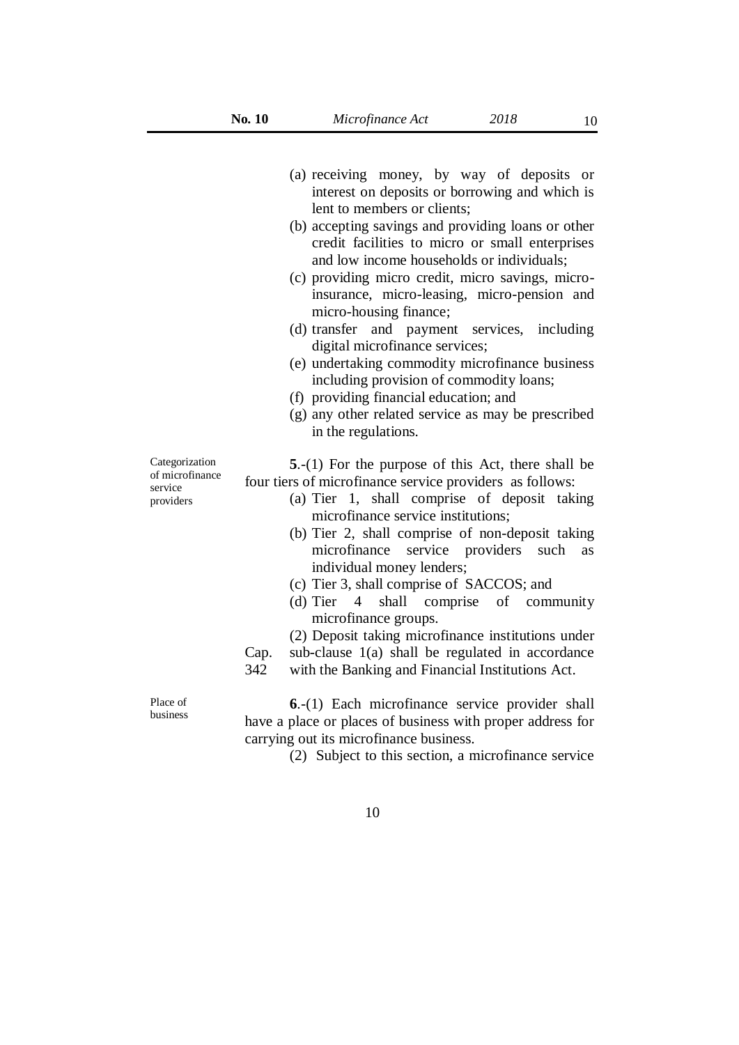(a) receiving money, by way of deposits or interest on deposits or borrowing and which is lent to members or clients;

(b) accepting savings and providing loans or other credit facilities to micro or small enterprises and low income households or individuals;

(c) providing micro credit, micro savings, micro-insurance, micro-leasing, micro-pension and micro-housing finance;

(d) transfer and payment services, including digital microfinance services;

(e) undertaking commodity microfinance business including provision of commodity loans;

(f) providing financial education; and

(g) any other related service as may be prescribed in the regulations.

Categorization of microfinance service providers

**5**.-(1) For the purpose of this Act, there shall be four tiers of microfinance service providers as follows:

(a) Tier 1, shall comprise of deposit taking microfinance service institutions;

(b) Tier 2, shall comprise of non-deposit taking microfinance service providers such as individual money lenders;

(c) Tier 3, shall comprise of SACCOS; and

(d) Tier 4 shall comprise of community microfinance groups.

(2) Deposit taking microfinance institutions under sub-clause 1(a) shall be regulated in accordance with the Banking and Financial Institutions Act. Cap. 342

Place of business

**6**.-(1) Each microfinance service provider shall have a place or places of business with proper address for carrying out its microfinance business.

(2) Subject to this section, a microfinance service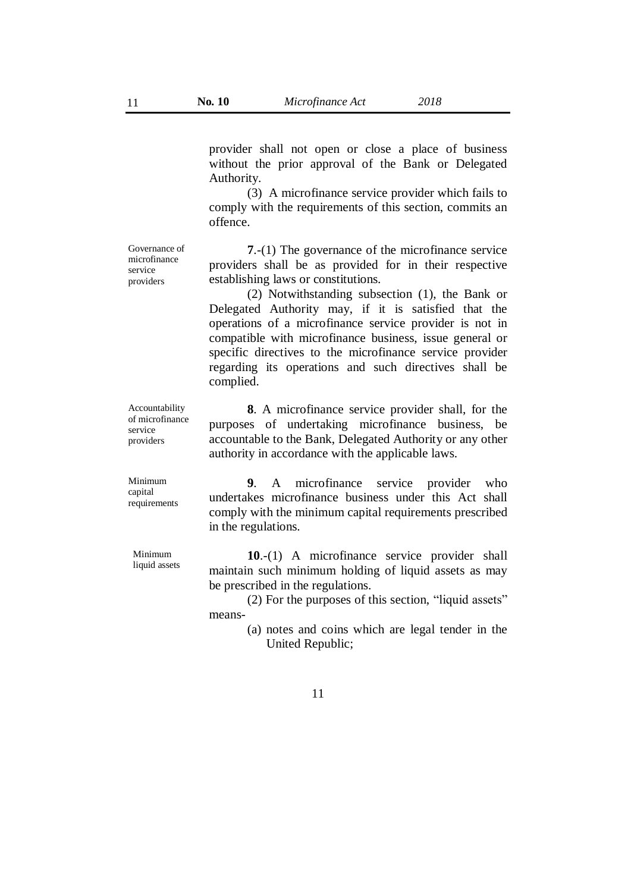provider shall not open or close a place of business without the prior approval of the Bank or Delegated Authority.

(3) A microfinance service provider which fails to comply with the requirements of this section, commits an offence.

Governance of microfinance service providers

**7**.-(1) The governance of the microfinance service providers shall be as provided for in their respective establishing laws or constitutions.

(2) Notwithstanding subsection (1), the Bank or Delegated Authority may, if it is satisfied that the operations of a microfinance service provider is not in compatible with microfinance business, issue general or specific directives to the microfinance service provider regarding its operations and such directives shall be complied.

Accountability of microfinance service providers

**8**. A microfinance service provider shall, for the purposes of undertaking microfinance business, be accountable to the Bank, Delegated Authority or any other authority in accordance with the applicable laws.

Minimum capital requirements

**9**. A microfinance service provider who undertakes microfinance business under this Act shall comply with the minimum capital requirements prescribed in the regulations.

Minimum liquid assets

**10**.-(1) A microfinance service provider shall maintain such minimum holding of liquid assets as may be prescribed in the regulations.

(2) For the purposes of this section, "liquid assets" means-

(a) notes and coins which are legal tender in the United Republic;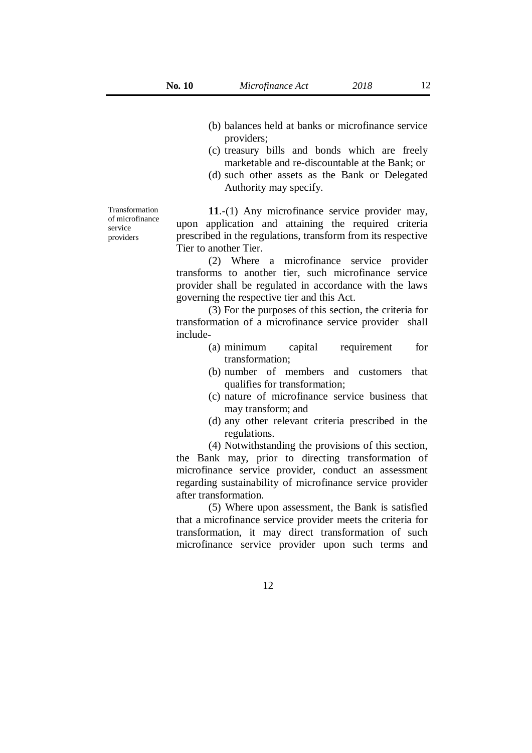(b) balances held at banks or microfinance service providers;

(c) treasury bills and bonds which are freely marketable and re-discountable at the Bank; or

(d) such other assets as the Bank or Delegated Authority may specify.

Transformation of microfinance service providers

**11**.-(1) Any microfinance service provider may, upon application and attaining the required criteria prescribed in the regulations, transform from its respective Tier to another Tier.

(2) Where a microfinance service provider transforms to another tier, such microfinance service provider shall be regulated in accordance with the laws governing the respective tier and this Act.

(3) For the purposes of this section, the criteria for transformation of a microfinance service provider shall include-

(a) minimum capital requirement for transformation;

(b) number of members and customers that qualifies for transformation;

(c) nature of microfinance service business that may transform; and

(d) any other relevant criteria prescribed in the regulations.

(4) Notwithstanding the provisions of this section, the Bank may, prior to directing transformation of microfinance service provider, conduct an assessment regarding sustainability of microfinance service provider after transformation.

(5) Where upon assessment, the Bank is satisfied that a microfinance service provider meets the criteria for transformation, it may direct transformation of such microfinance service provider upon such terms and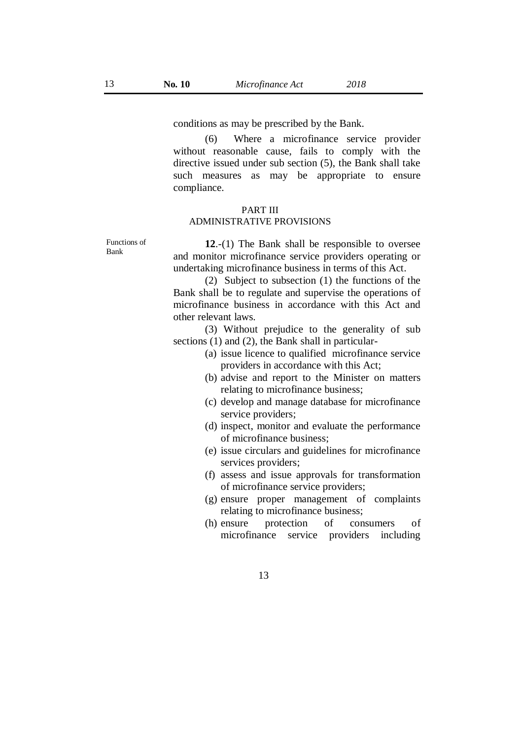conditions as may be prescribed by the Bank.

(6) Where a microfinance service provider without reasonable cause, fails to comply with the directive issued under sub section (5), the Bank shall take such measures as may be appropriate to ensure compliance.

## PART III
## ADMINISTRATIVE PROVISIONS

Functions of Bank

**12**.-(1) The Bank shall be responsible to oversee and monitor microfinance service providers operating or undertaking microfinance business in terms of this Act.

(2) Subject to subsection (1) the functions of the Bank shall be to regulate and supervise the operations of microfinance business in accordance with this Act and other relevant laws.

(3) Without prejudice to the generality of sub sections (1) and (2), the Bank shall in particular-

(a) issue licence to qualified microfinance service providers in accordance with this Act;

(b) advise and report to the Minister on matters relating to microfinance business;

(c) develop and manage database for microfinance service providers;

(d) inspect, monitor and evaluate the performance of microfinance business;

(e) issue circulars and guidelines for microfinance services providers;

(f) assess and issue approvals for transformation of microfinance service providers;

(g) ensure proper management of complaints relating to microfinance business;

(h) ensure protection of consumers of microfinance service providers including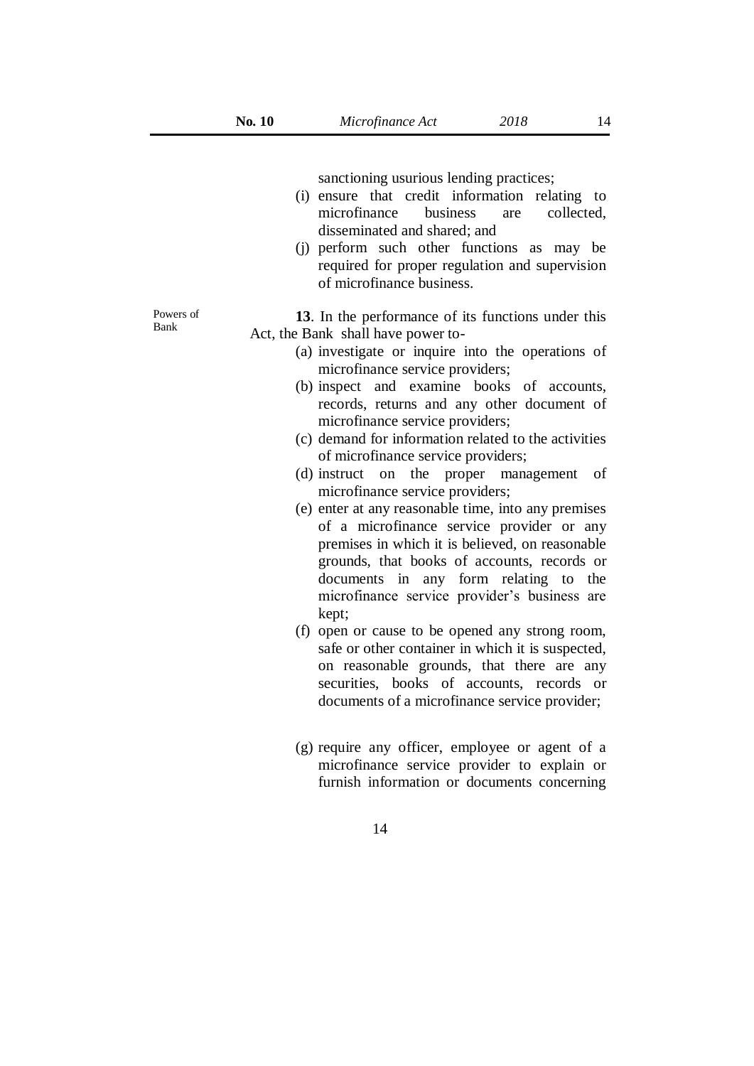sanctioning usurious lending practices;

(i) ensure that credit information relating to microfinance business are collected, disseminated and shared; and

(j) perform such other functions as may be required for proper regulation and supervision of microfinance business.

Powers of Bank

**13**. In the performance of its functions under this Act, the Bank shall have power to-

(a) investigate or inquire into the operations of microfinance service providers;

(b) inspect and examine books of accounts, records, returns and any other document of microfinance service providers;

(c) demand for information related to the activities of microfinance service providers;

(d) instruct on the proper management of microfinance service providers;

(e) enter at any reasonable time, into any premises of a microfinance service provider or any premises in which it is believed, on reasonable grounds, that books of accounts, records or documents in any form relating to the microfinance service provider's business are kept;

(f) open or cause to be opened any strong room, safe or other container in which it is suspected, on reasonable grounds, that there are any securities, books of accounts, records or documents of a microfinance service provider;

(g) require any officer, employee or agent of a microfinance service provider to explain or furnish information or documents concerning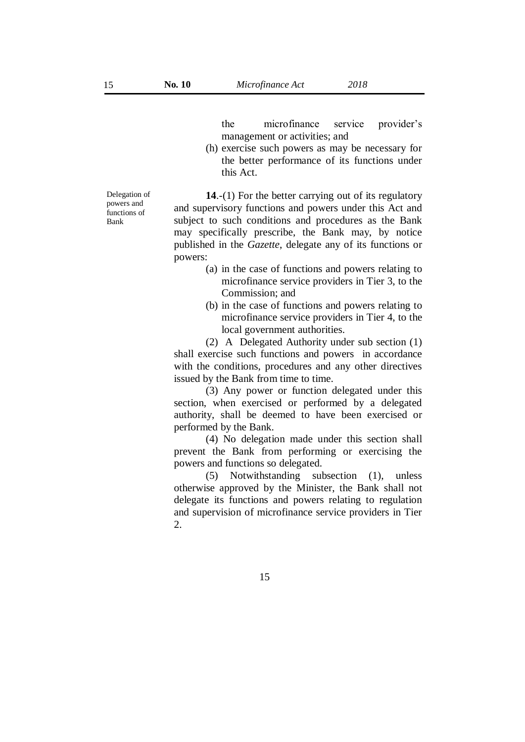the microfinance service provider's management or activities; and

(h) exercise such powers as may be necessary for the better performance of its functions under this Act.

Delegation of powers and functions of Bank

**14**.-(1) For the better carrying out of its regulatory and supervisory functions and powers under this Act and subject to such conditions and procedures as the Bank may specifically prescribe, the Bank may, by notice published in the *Gazette*, delegate any of its functions or powers:

(a) in the case of functions and powers relating to microfinance service providers in Tier 3, to the Commission; and

(b) in the case of functions and powers relating to microfinance service providers in Tier 4, to the local government authorities.

(2) A Delegated Authority under sub section (1) shall exercise such functions and powers in accordance with the conditions, procedures and any other directives issued by the Bank from time to time.

(3) Any power or function delegated under this section, when exercised or performed by a delegated authority, shall be deemed to have been exercised or performed by the Bank.

(4) No delegation made under this section shall prevent the Bank from performing or exercising the powers and functions so delegated.

(5) Notwithstanding subsection (1), unless otherwise approved by the Minister, the Bank shall not delegate its functions and powers relating to regulation and supervision of microfinance service providers in Tier 2.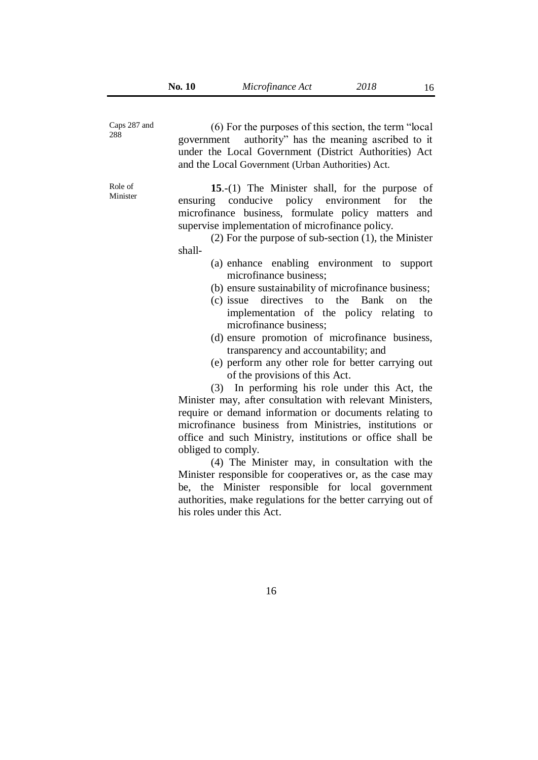Caps 287 and 288

(6) For the purposes of this section, the term "local government authority" has the meaning ascribed to it under the Local Government (District Authorities) Act and the Local Government (Urban Authorities) Act.

Role of Minister

**15**.-(1) The Minister shall, for the purpose of ensuring conducive policy environment for the microfinance business, formulate policy matters and supervise implementation of microfinance policy.

(2) For the purpose of sub-section (1), the Minister shall-

(a) enhance enabling environment to support microfinance business;

(b) ensure sustainability of microfinance business;

(c) issue directives to the Bank on the implementation of the policy relating to microfinance business;

(d) ensure promotion of microfinance business, transparency and accountability; and

(e) perform any other role for better carrying out of the provisions of this Act.

(3) In performing his role under this Act, the Minister may, after consultation with relevant Ministers, require or demand information or documents relating to microfinance business from Ministries, institutions or office and such Ministry, institutions or office shall be obliged to comply.

(4) The Minister may, in consultation with the Minister responsible for cooperatives or, as the case may be, the Minister responsible for local government authorities, make regulations for the better carrying out of his roles under this Act.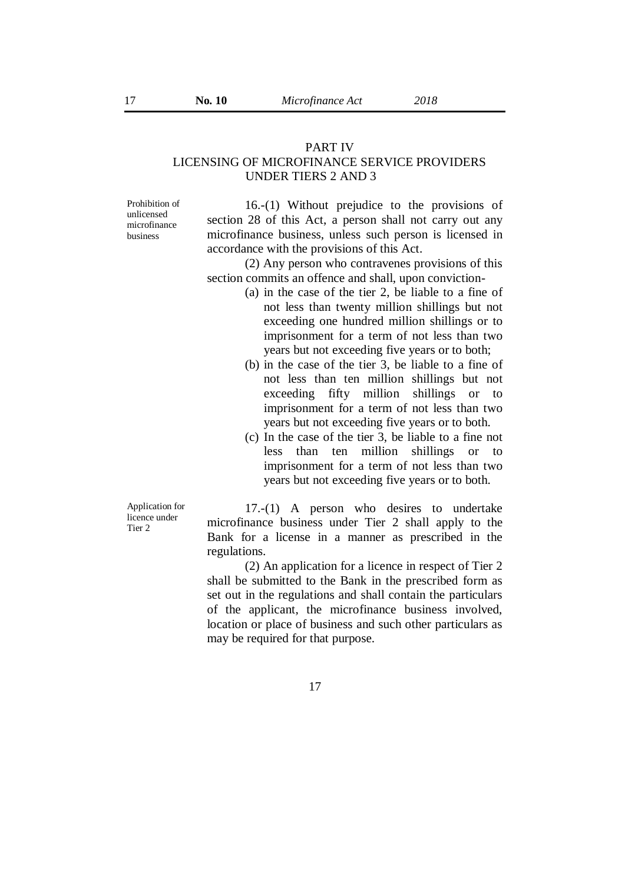## PART IV
## LICENSING OF MICROFINANCE SERVICE PROVIDERS UNDER TIERS 2 AND 3

*Prohibition of unlicensed microfinance business*

16.-(1) Without prejudice to the provisions of section 28 of this Act, a person shall not carry out any microfinance business, unless such person is licensed in accordance with the provisions of this Act.

(2) Any person who contravenes provisions of this section commits an offence and shall, upon conviction-

(a) in the case of the tier 2, be liable to a fine of not less than twenty million shillings but not exceeding one hundred million shillings or to imprisonment for a term of not less than two years but not exceeding five years or to both;

(b) in the case of the tier 3, be liable to a fine of not less than ten million shillings but not exceeding fifty million shillings or to imprisonment for a term of not less than two years but not exceeding five years or to both.

(c) In the case of the tier 3, be liable to a fine not less than ten million shillings or to imprisonment for a term of not less than two years but not exceeding five years or to both.

*Application for licence under Tier 2*

17.-(1) A person who desires to undertake microfinance business under Tier 2 shall apply to the Bank for a license in a manner as prescribed in the regulations.

(2) An application for a licence in respect of Tier 2 shall be submitted to the Bank in the prescribed form as set out in the regulations and shall contain the particulars of the applicant, the microfinance business involved, location or place of business and such other particulars as may be required for that purpose.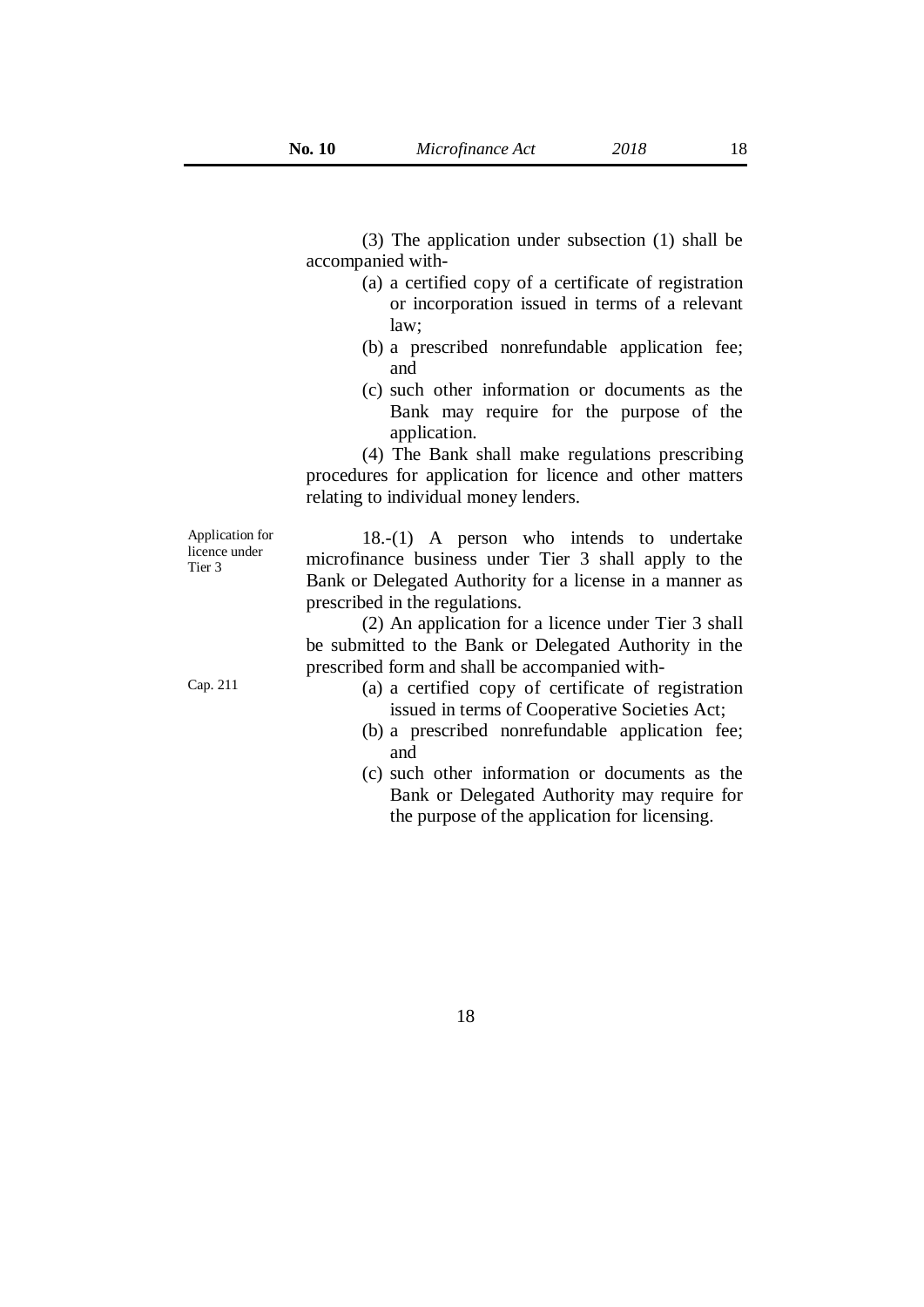(3) The application under subsection (1) shall be accompanied with-

- (a) a certified copy of a certificate of registration or incorporation issued in terms of a relevant law;
- (b) a prescribed nonrefundable application fee; and
- (c) such other information or documents as the Bank may require for the purpose of the application.

(4) The Bank shall make regulations prescribing procedures for application for licence and other matters relating to individual money lenders.

Application for licence under Tier 3

18.-(1) A person who intends to undertake microfinance business under Tier 3 shall apply to the Bank or Delegated Authority for a license in a manner as prescribed in the regulations.

(2) An application for a licence under Tier 3 shall be submitted to the Bank or Delegated Authority in the prescribed form and shall be accompanied with-

Cap. 211

- (a) a certified copy of certificate of registration issued in terms of Cooperative Societies Act;
- (b) a prescribed nonrefundable application fee; and
- (c) such other information or documents as the Bank or Delegated Authority may require for the purpose of the application for licensing.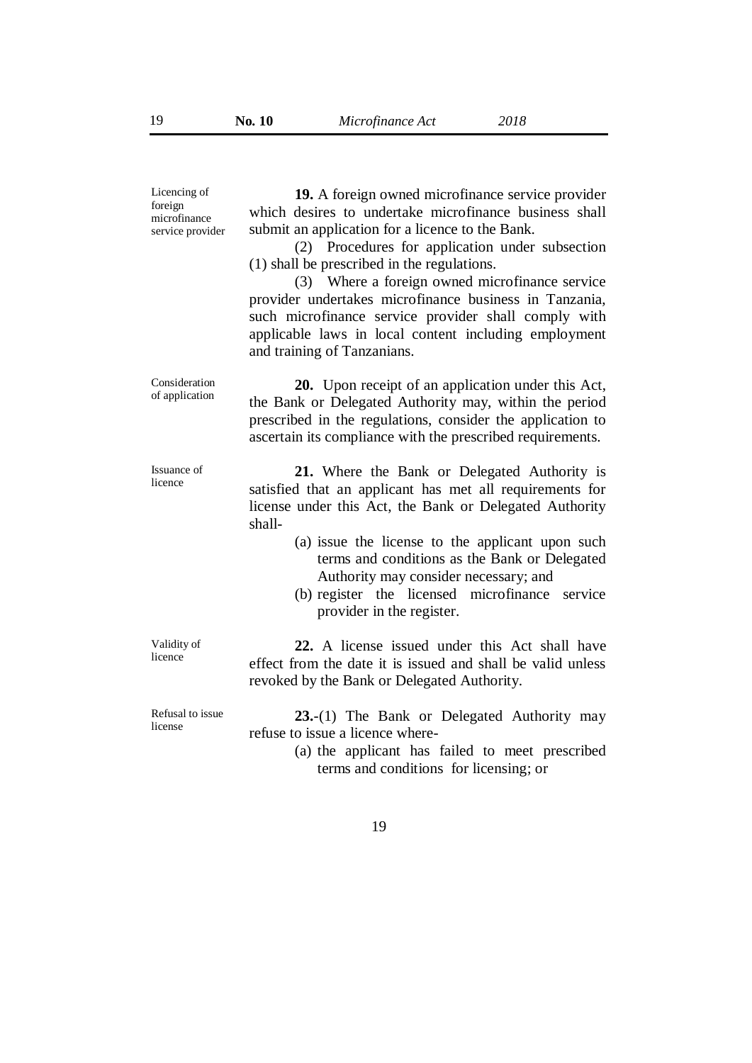**Licencing of foreign microfinance service provider**

**19.** A foreign owned microfinance service provider which desires to undertake microfinance business shall submit an application for a licence to the Bank.

(2) Procedures for application under subsection (1) shall be prescribed in the regulations.

(3) Where a foreign owned microfinance service provider undertakes microfinance business in Tanzania, such microfinance service provider shall comply with applicable laws in local content including employment and training of Tanzanians.

**Consideration of application**

**20.** Upon receipt of an application under this Act, the Bank or Delegated Authority may, within the period prescribed in the regulations, consider the application to ascertain its compliance with the prescribed requirements.

**Issuance of licence**

**21.** Where the Bank or Delegated Authority is satisfied that an applicant has met all requirements for license under this Act, the Bank or Delegated Authority shall-

(a) issue the license to the applicant upon such terms and conditions as the Bank or Delegated Authority may consider necessary; and

(b) register the licensed microfinance service provider in the register.

**Validity of licence**

**22.** A license issued under this Act shall have effect from the date it is issued and shall be valid unless revoked by the Bank or Delegated Authority.

**Refusal to issue license**

**23.**-(1) The Bank or Delegated Authority may refuse to issue a licence where-

(a) the applicant has failed to meet prescribed terms and conditions for licensing; or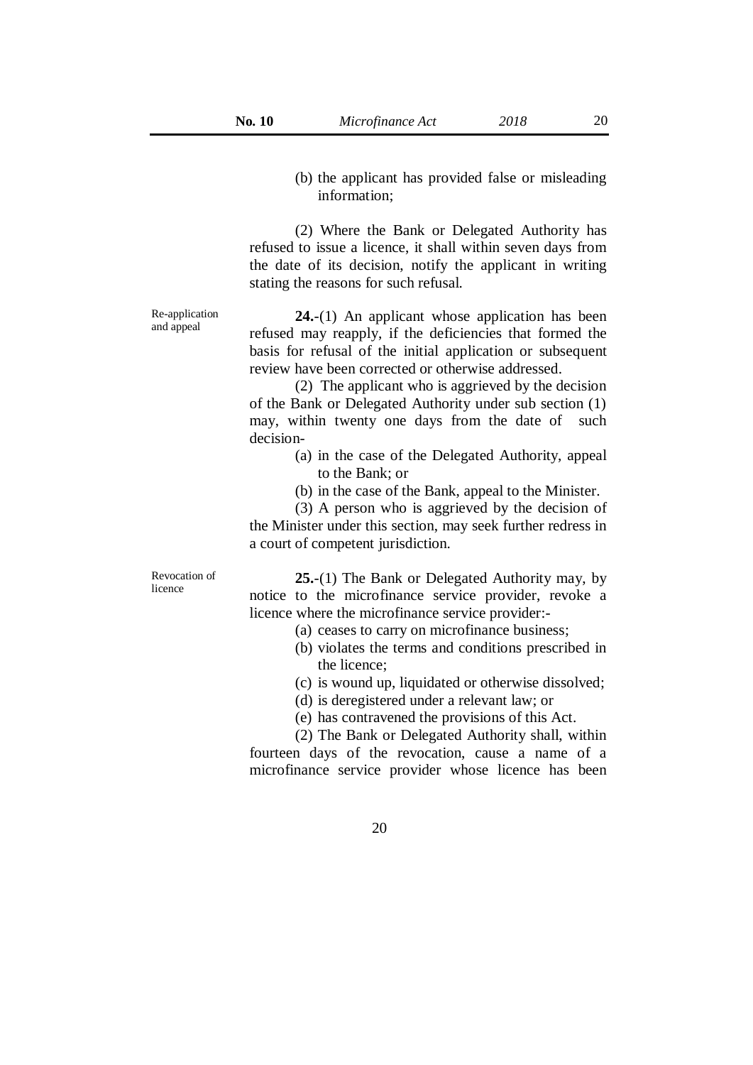(b) the applicant has provided false or misleading information;

(2) Where the Bank or Delegated Authority has refused to issue a licence, it shall within seven days from the date of its decision, notify the applicant in writing stating the reasons for such refusal.

Re-application and appeal

**24.**-(1) An applicant whose application has been refused may reapply, if the deficiencies that formed the basis for refusal of the initial application or subsequent review have been corrected or otherwise addressed.

(2) The applicant who is aggrieved by the decision of the Bank or Delegated Authority under sub section (1) may, within twenty one days from the date of such decision-

(a) in the case of the Delegated Authority, appeal to the Bank; or

(b) in the case of the Bank, appeal to the Minister.

(3) A person who is aggrieved by the decision of the Minister under this section, may seek further redress in a court of competent jurisdiction.

Revocation of licence

**25.**-(1) The Bank or Delegated Authority may, by notice to the microfinance service provider, revoke a licence where the microfinance service provider:-

(a) ceases to carry on microfinance business;

(b) violates the terms and conditions prescribed in the licence;

(c) is wound up, liquidated or otherwise dissolved;

(d) is deregistered under a relevant law; or

(e) has contravened the provisions of this Act.

(2) The Bank or Delegated Authority shall, within fourteen days of the revocation, cause a name of a microfinance service provider whose licence has been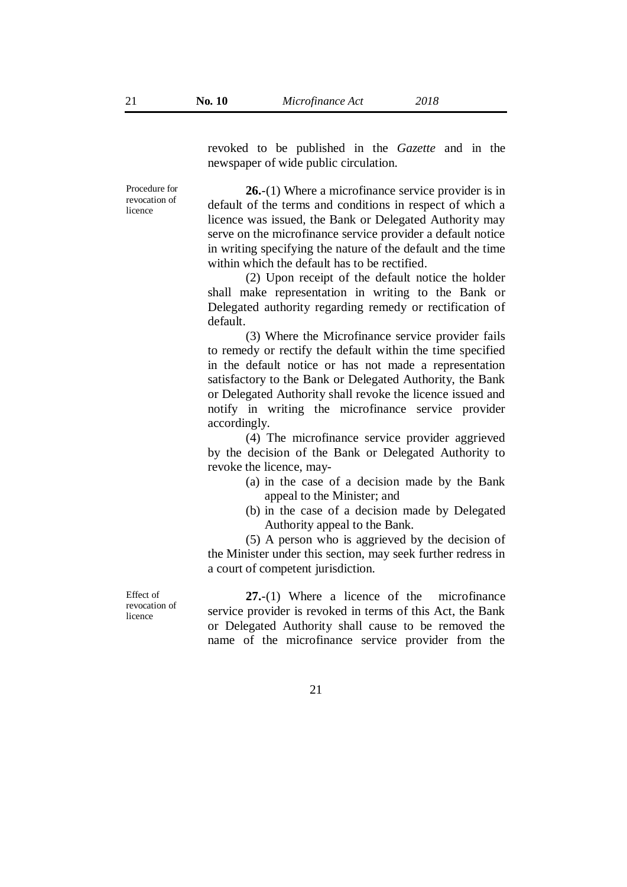revoked to be published in the *Gazette* and in the newspaper of wide public circulation.

Procedure for revocation of licence

**26.**-(1) Where a microfinance service provider is in default of the terms and conditions in respect of which a licence was issued, the Bank or Delegated Authority may serve on the microfinance service provider a default notice in writing specifying the nature of the default and the time within which the default has to be rectified.

(2) Upon receipt of the default notice the holder shall make representation in writing to the Bank or Delegated authority regarding remedy or rectification of default.

(3) Where the Microfinance service provider fails to remedy or rectify the default within the time specified in the default notice or has not made a representation satisfactory to the Bank or Delegated Authority, the Bank or Delegated Authority shall revoke the licence issued and notify in writing the microfinance service provider accordingly.

(4) The microfinance service provider aggrieved by the decision of the Bank or Delegated Authority to revoke the licence, may-

(a) in the case of a decision made by the Bank appeal to the Minister; and

(b) in the case of a decision made by Delegated Authority appeal to the Bank.

(5) A person who is aggrieved by the decision of the Minister under this section, may seek further redress in a court of competent jurisdiction.

Effect of revocation of licence

**27.**-(1) Where a licence of the microfinance service provider is revoked in terms of this Act, the Bank or Delegated Authority shall cause to be removed the name of the microfinance service provider from the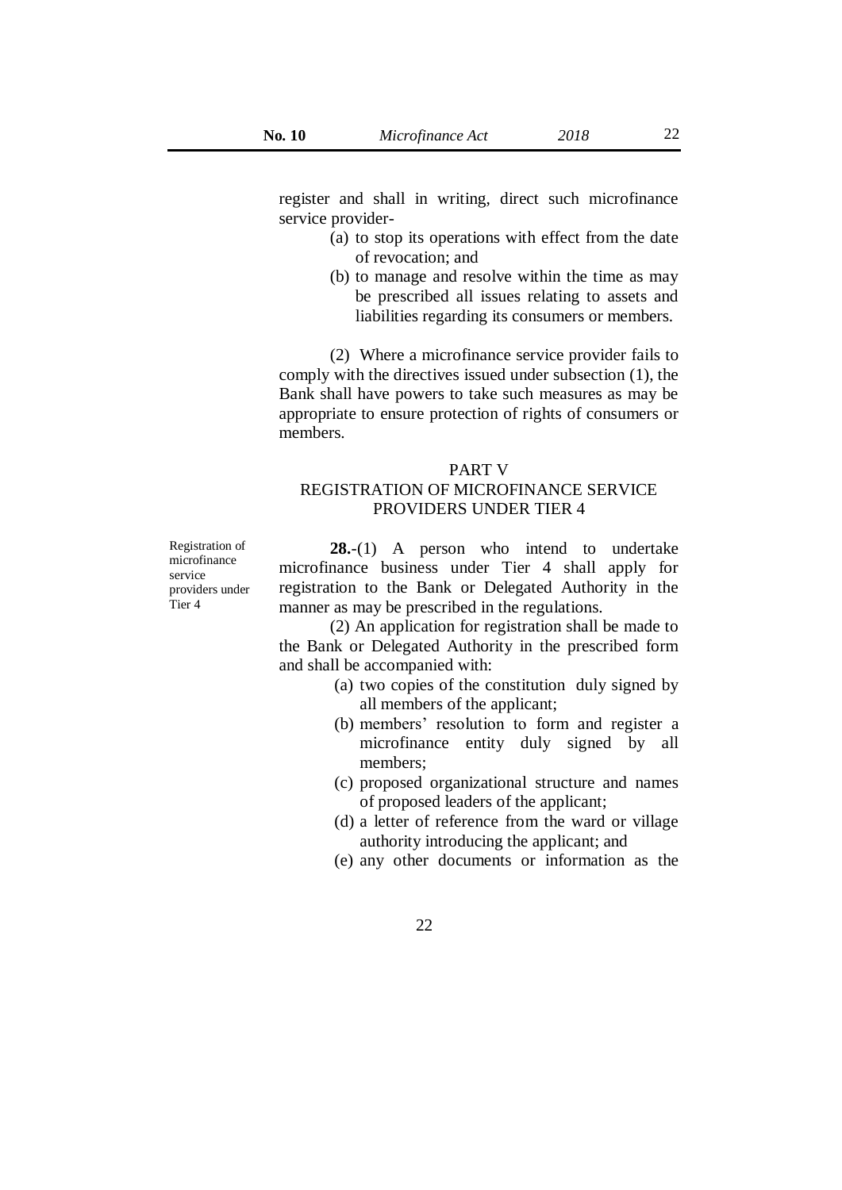register and shall in writing, direct such microfinance service provider-

(a) to stop its operations with effect from the date of revocation; and

(b) to manage and resolve within the time as may be prescribed all issues relating to assets and liabilities regarding its consumers or members.

(2) Where a microfinance service provider fails to comply with the directives issued under subsection (1), the Bank shall have powers to take such measures as may be appropriate to ensure protection of rights of consumers or members.

## PART V
## REGISTRATION OF MICROFINANCE SERVICE PROVIDERS UNDER TIER 4

*Registration of microfinance service providers under Tier 4*

**28.**-(1) A person who intend to undertake microfinance business under Tier 4 shall apply for registration to the Bank or Delegated Authority in the manner as may be prescribed in the regulations.

(2) An application for registration shall be made to the Bank or Delegated Authority in the prescribed form and shall be accompanied with:

(a) two copies of the constitution duly signed by all members of the applicant;

(b) members' resolution to form and register a microfinance entity duly signed by all members;

(c) proposed organizational structure and names of proposed leaders of the applicant;

(d) a letter of reference from the ward or village authority introducing the applicant; and

(e) any other documents or information as the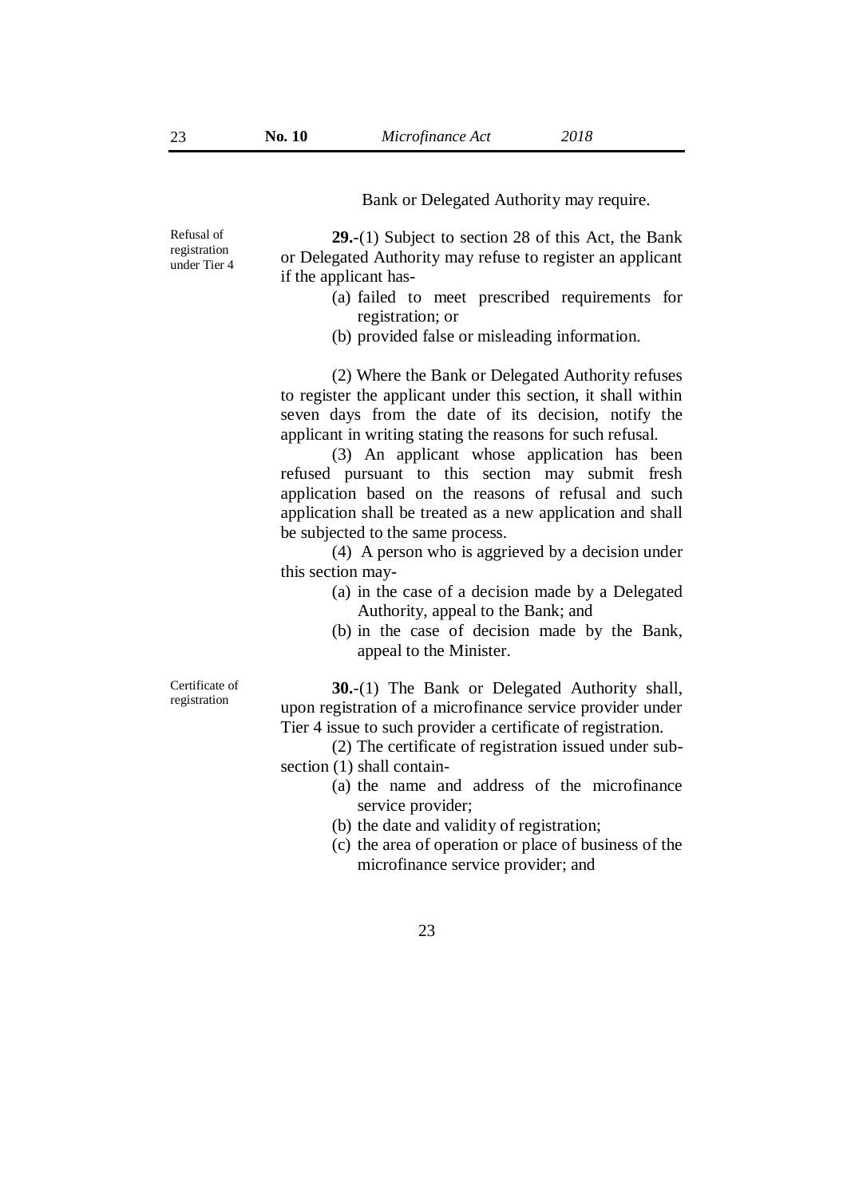Bank or Delegated Authority may require.

Refusal of registration under Tier 4

**29.**-(1) Subject to section 28 of this Act, the Bank or Delegated Authority may refuse to register an applicant if the applicant has-

(a) failed to meet prescribed requirements for registration; or

(b) provided false or misleading information.

(2) Where the Bank or Delegated Authority refuses to register the applicant under this section, it shall within seven days from the date of its decision, notify the applicant in writing stating the reasons for such refusal.

(3) An applicant whose application has been refused pursuant to this section may submit fresh application based on the reasons of refusal and such application shall be treated as a new application and shall be subjected to the same process.

(4) A person who is aggrieved by a decision under this section may-

(a) in the case of a decision made by a Delegated Authority, appeal to the Bank; and

(b) in the case of decision made by the Bank, appeal to the Minister.

Certificate of registration

**30.**-(1) The Bank or Delegated Authority shall, upon registration of a microfinance service provider under Tier 4 issue to such provider a certificate of registration.

(2) The certificate of registration issued under sub-section (1) shall contain-

(a) the name and address of the microfinance service provider;

(b) the date and validity of registration;

(c) the area of operation or place of business of the microfinance service provider; and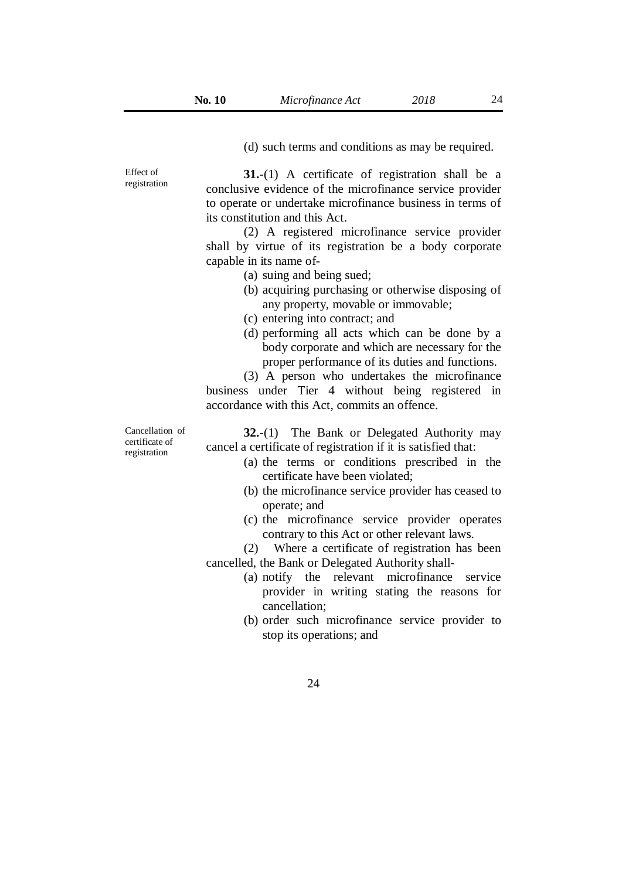(d) such terms and conditions as may be required.

*Effect of registration*

**31.**-(1) A certificate of registration shall be a conclusive evidence of the microfinance service provider to operate or undertake microfinance business in terms of its constitution and this Act.

(2) A registered microfinance service provider shall by virtue of its registration be a body corporate capable in its name of-

(a) suing and being sued;

(b) acquiring purchasing or otherwise disposing of any property, movable or immovable;

(c) entering into contract; and

(d) performing all acts which can be done by a body corporate and which are necessary for the proper performance of its duties and functions.

(3) A person who undertakes the microfinance business under Tier 4 without being registered in accordance with this Act, commits an offence.

*Cancellation of certificate of registration*

**32.**-(1) The Bank or Delegated Authority may cancel a certificate of registration if it is satisfied that:

(a) the terms or conditions prescribed in the certificate have been violated;

(b) the microfinance service provider has ceased to operate; and

(c) the microfinance service provider operates contrary to this Act or other relevant laws.

(2) Where a certificate of registration has been cancelled, the Bank or Delegated Authority shall-

(a) notify the relevant microfinance service provider in writing stating the reasons for cancellation;

(b) order such microfinance service provider to stop its operations; and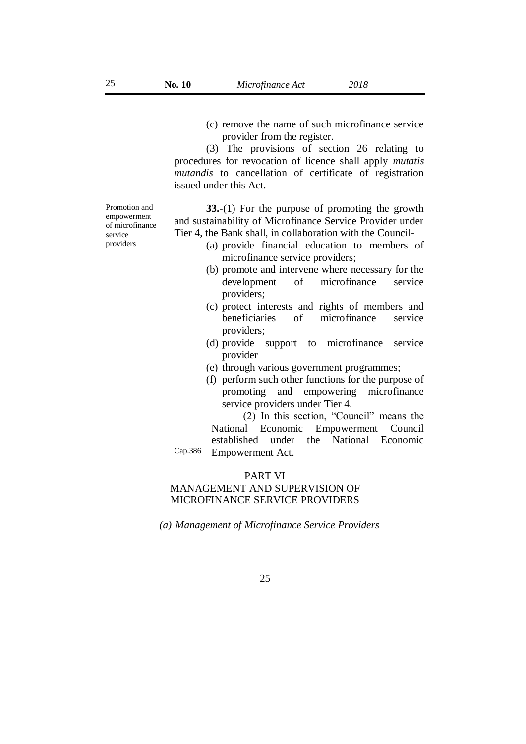(c) remove the name of such microfinance service provider from the register.

(3) The provisions of section 26 relating to procedures for revocation of licence shall apply *mutatis mutandis* to cancellation of certificate of registration issued under this Act.

Promotion and empowerment of microfinance service providers

**33.**-(1) For the purpose of promoting the growth and sustainability of Microfinance Service Provider under Tier 4, the Bank shall, in collaboration with the Council-

(a) provide financial education to members of microfinance service providers;

(b) promote and intervene where necessary for the development of microfinance service providers;

(c) protect interests and rights of members and beneficiaries of microfinance service providers;

(d) provide support to microfinance service provider

(e) through various government programmes;

(f) perform such other functions for the purpose of promoting and empowering microfinance service providers under Tier 4.

(2) In this section, "Council" means the National Economic Empowerment Council established under the National Economic Empowerment Act.

Cap.386

## PART VI
## MANAGEMENT AND SUPERVISION OF MICROFINANCE SERVICE PROVIDERS

### *(a) Management of Microfinance Service Providers*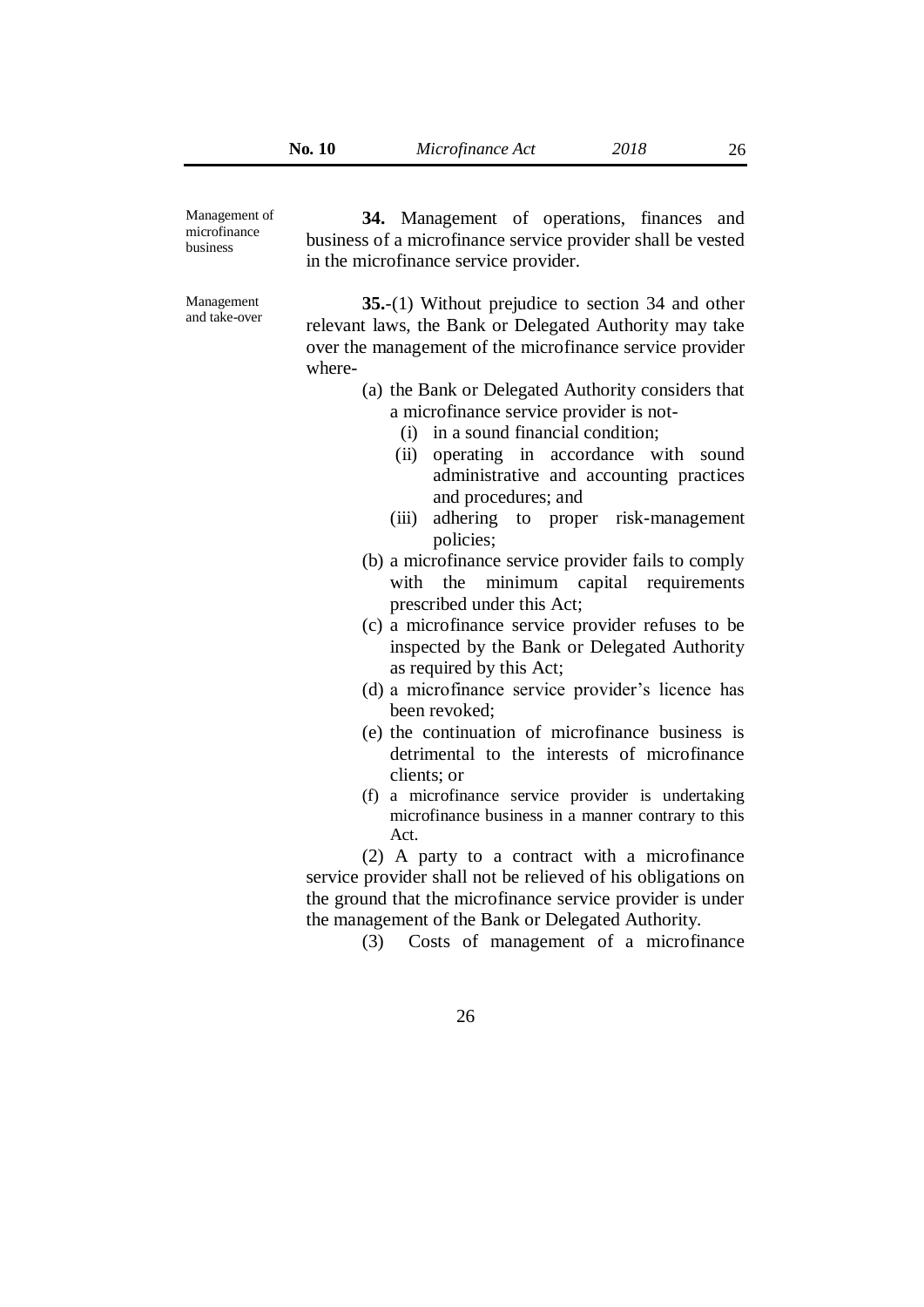Management of microfinance business

**34.** Management of operations, finances and business of a microfinance service provider shall be vested in the microfinance service provider.

Management and take-over

**35.**-(1) Without prejudice to section 34 and other relevant laws, the Bank or Delegated Authority may take over the management of the microfinance service provider where-

(a) the Bank or Delegated Authority considers that a microfinance service provider is not-
   (i) in a sound financial condition;
   (ii) operating in accordance with sound administrative and accounting practices and procedures; and
   (iii) adhering to proper risk-management policies;

(b) a microfinance service provider fails to comply with the minimum capital requirements prescribed under this Act;

(c) a microfinance service provider refuses to be inspected by the Bank or Delegated Authority as required by this Act;

(d) a microfinance service provider's licence has been revoked;

(e) the continuation of microfinance business is detrimental to the interests of microfinance clients; or

(f) a microfinance service provider is undertaking microfinance business in a manner contrary to this Act.

(2) A party to a contract with a microfinance service provider shall not be relieved of his obligations on the ground that the microfinance service provider is under the management of the Bank or Delegated Authority.

(3) Costs of management of a microfinance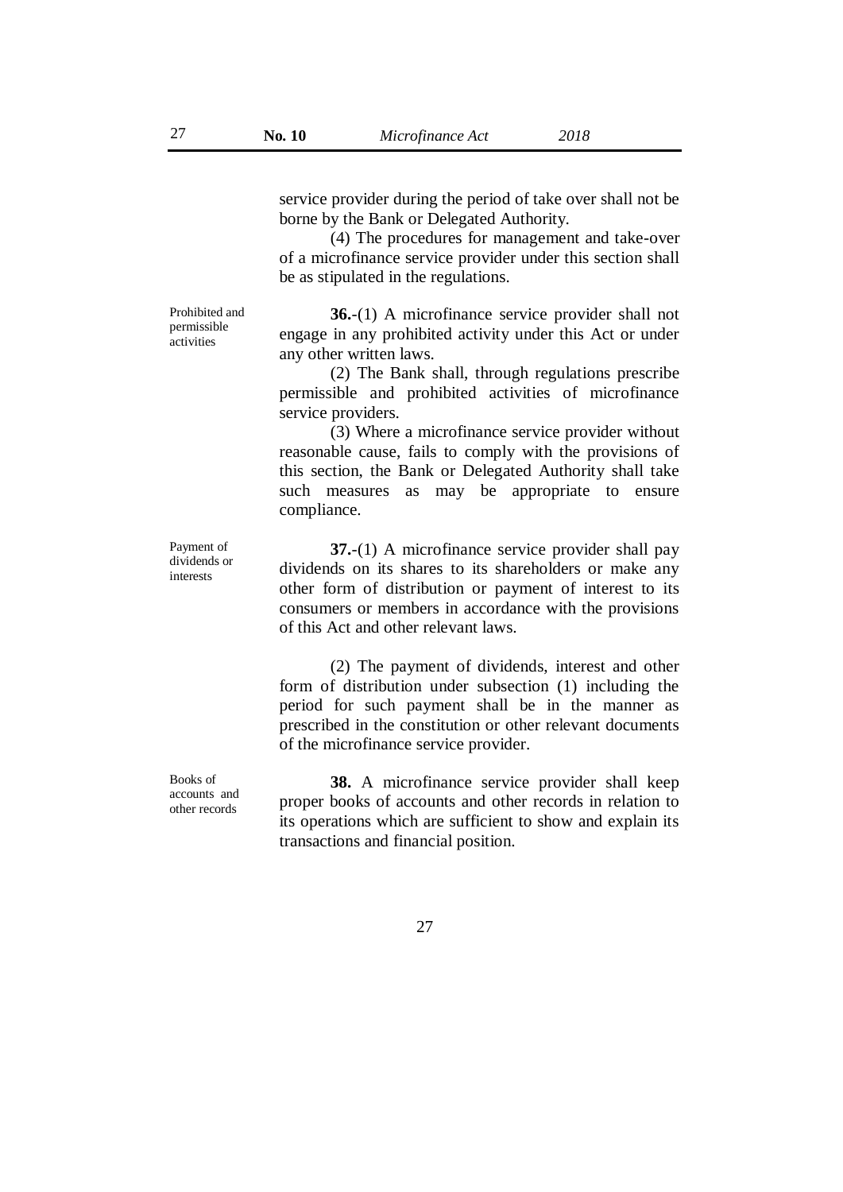service provider during the period of take over shall not be borne by the Bank or Delegated Authority.

(4) The procedures for management and take-over of a microfinance service provider under this section shall be as stipulated in the regulations.

Prohibited and permissible activities

**36.**-(1) A microfinance service provider shall not engage in any prohibited activity under this Act or under any other written laws.

(2) The Bank shall, through regulations prescribe permissible and prohibited activities of microfinance service providers.

(3) Where a microfinance service provider without reasonable cause, fails to comply with the provisions of this section, the Bank or Delegated Authority shall take such measures as may be appropriate to ensure compliance.

Payment of dividends or interests

**37.**-(1) A microfinance service provider shall pay dividends on its shares to its shareholders or make any other form of distribution or payment of interest to its consumers or members in accordance with the provisions of this Act and other relevant laws.

(2) The payment of dividends, interest and other form of distribution under subsection (1) including the period for such payment shall be in the manner as prescribed in the constitution or other relevant documents of the microfinance service provider.

Books of accounts and other records

**38.** A microfinance service provider shall keep proper books of accounts and other records in relation to its operations which are sufficient to show and explain its transactions and financial position.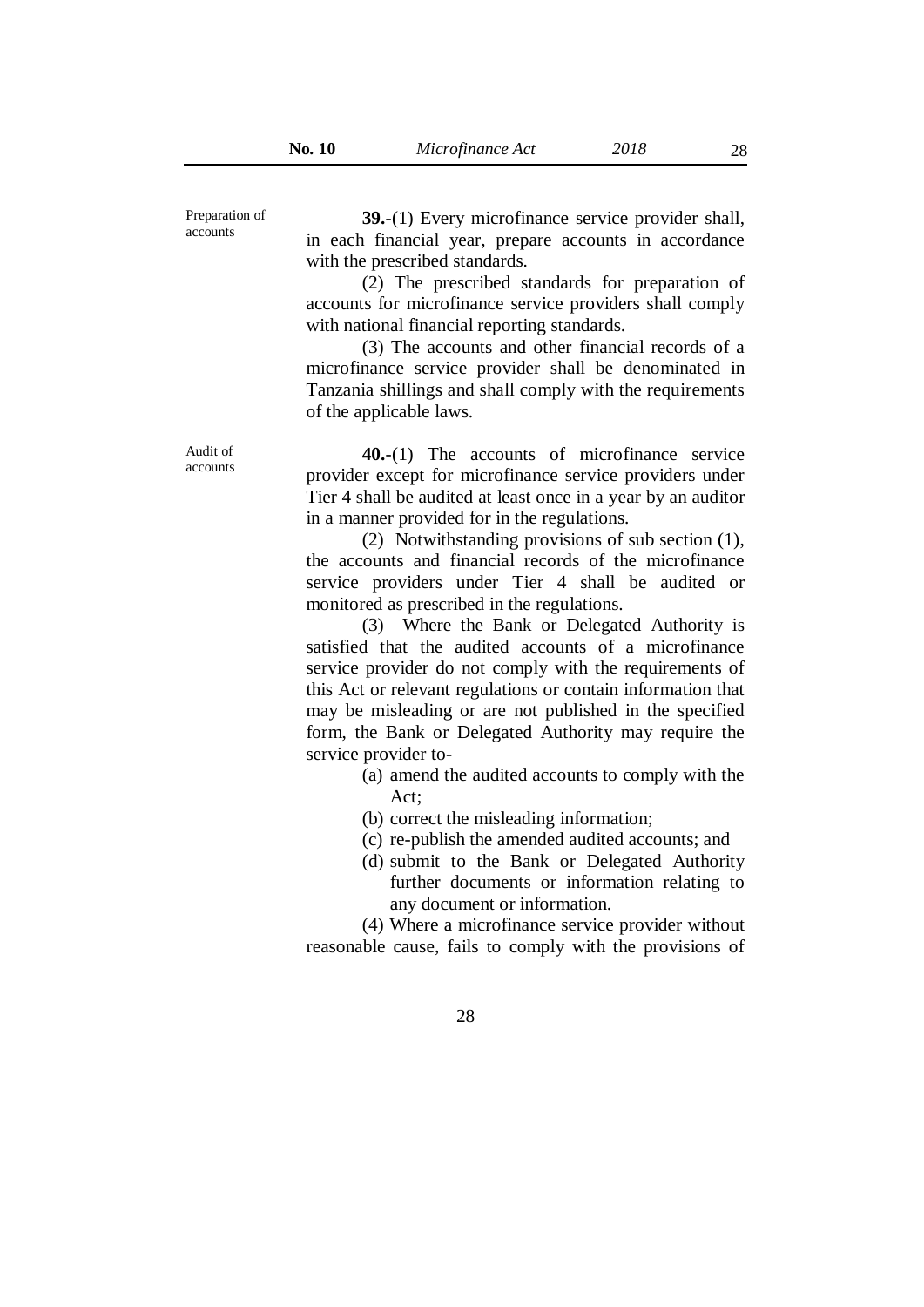Preparation of accounts

**39.**-(1) Every microfinance service provider shall, in each financial year, prepare accounts in accordance with the prescribed standards.

(2) The prescribed standards for preparation of accounts for microfinance service providers shall comply with national financial reporting standards.

(3) The accounts and other financial records of a microfinance service provider shall be denominated in Tanzania shillings and shall comply with the requirements of the applicable laws.

Audit of accounts

**40.**-(1) The accounts of microfinance service provider except for microfinance service providers under Tier 4 shall be audited at least once in a year by an auditor in a manner provided for in the regulations.

(2) Notwithstanding provisions of sub section (1), the accounts and financial records of the microfinance service providers under Tier 4 shall be audited or monitored as prescribed in the regulations.

(3) Where the Bank or Delegated Authority is satisfied that the audited accounts of a microfinance service provider do not comply with the requirements of this Act or relevant regulations or contain information that may be misleading or are not published in the specified form, the Bank or Delegated Authority may require the service provider to-

(a) amend the audited accounts to comply with the Act;

(b) correct the misleading information;

(c) re-publish the amended audited accounts; and

(d) submit to the Bank or Delegated Authority further documents or information relating to any document or information.

(4) Where a microfinance service provider without reasonable cause, fails to comply with the provisions of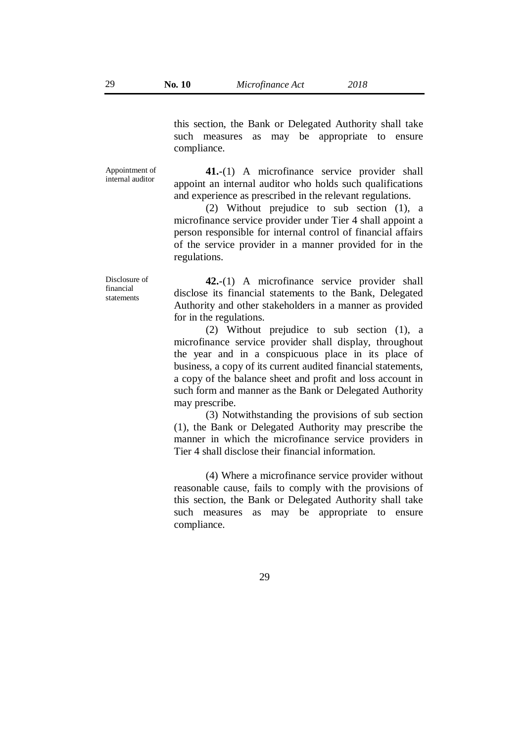this section, the Bank or Delegated Authority shall take such measures as may be appropriate to ensure compliance.

Appointment of internal auditor

**41.**-(1) A microfinance service provider shall appoint an internal auditor who holds such qualifications and experience as prescribed in the relevant regulations.

(2) Without prejudice to sub section (1), a microfinance service provider under Tier 4 shall appoint a person responsible for internal control of financial affairs of the service provider in a manner provided for in the regulations.

Disclosure of financial statements

**42.**-(1) A microfinance service provider shall disclose its financial statements to the Bank, Delegated Authority and other stakeholders in a manner as provided for in the regulations.

(2) Without prejudice to sub section (1), a microfinance service provider shall display, throughout the year and in a conspicuous place in its place of business, a copy of its current audited financial statements, a copy of the balance sheet and profit and loss account in such form and manner as the Bank or Delegated Authority may prescribe.

(3) Notwithstanding the provisions of sub section (1), the Bank or Delegated Authority may prescribe the manner in which the microfinance service providers in Tier 4 shall disclose their financial information.

(4) Where a microfinance service provider without reasonable cause, fails to comply with the provisions of this section, the Bank or Delegated Authority shall take such measures as may be appropriate to ensure compliance.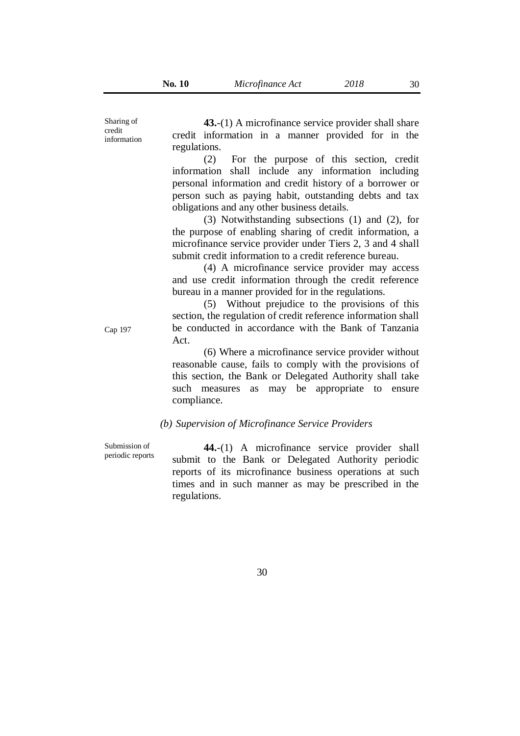Sharing of credit information

**43.**-(1) A microfinance service provider shall share credit information in a manner provided for in the regulations.

(2) For the purpose of this section, credit information shall include any information including personal information and credit history of a borrower or person such as paying habit, outstanding debts and tax obligations and any other business details.

(3) Notwithstanding subsections (1) and (2), for the purpose of enabling sharing of credit information, a microfinance service provider under Tiers 2, 3 and 4 shall submit credit information to a credit reference bureau.

(4) A microfinance service provider may access and use credit information through the credit reference bureau in a manner provided for in the regulations.

(5) Without prejudice to the provisions of this section, the regulation of credit reference information shall be conducted in accordance with the Bank of Tanzania Act. Cap 197

(6) Where a microfinance service provider without reasonable cause, fails to comply with the provisions of this section, the Bank or Delegated Authority shall take such measures as may be appropriate to ensure compliance.

### *(b) Supervision of Microfinance Service Providers*

Submission of periodic reports

**44.**-(1) A microfinance service provider shall submit to the Bank or Delegated Authority periodic reports of its microfinance business operations at such times and in such manner as may be prescribed in the regulations.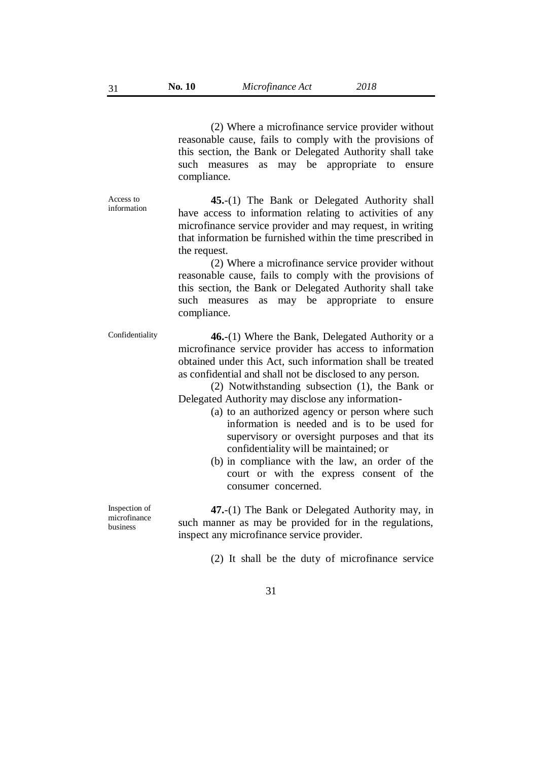(2) Where a microfinance service provider without reasonable cause, fails to comply with the provisions of this section, the Bank or Delegated Authority shall take such measures as may be appropriate to ensure compliance.

Access to information

**45.**-(1) The Bank or Delegated Authority shall have access to information relating to activities of any microfinance service provider and may request, in writing that information be furnished within the time prescribed in the request.

(2) Where a microfinance service provider without reasonable cause, fails to comply with the provisions of this section, the Bank or Delegated Authority shall take such measures as may be appropriate to ensure compliance.

Confidentiality

**46.**-(1) Where the Bank, Delegated Authority or a microfinance service provider has access to information obtained under this Act, such information shall be treated as confidential and shall not be disclosed to any person.

(2) Notwithstanding subsection (1), the Bank or Delegated Authority may disclose any information-

(a) to an authorized agency or person where such information is needed and is to be used for supervisory or oversight purposes and that its confidentiality will be maintained; or

(b) in compliance with the law, an order of the court or with the express consent of the consumer concerned.

Inspection of microfinance business

**47.**-(1) The Bank or Delegated Authority may, in such manner as may be provided for in the regulations, inspect any microfinance service provider.

(2) It shall be the duty of microfinance service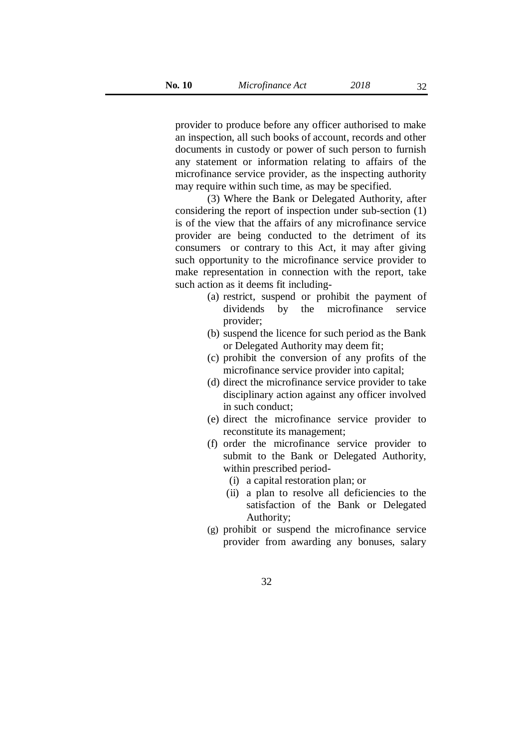provider to produce before any officer authorised to make an inspection, all such books of account, records and other documents in custody or power of such person to furnish any statement or information relating to affairs of the microfinance service provider, as the inspecting authority may require within such time, as may be specified.

(3) Where the Bank or Delegated Authority, after considering the report of inspection under sub-section (1) is of the view that the affairs of any microfinance service provider are being conducted to the detriment of its consumers or contrary to this Act, it may after giving such opportunity to the microfinance service provider to make representation in connection with the report, take such action as it deems fit including-

(a) restrict, suspend or prohibit the payment of dividends by the microfinance service provider;

(b) suspend the licence for such period as the Bank or Delegated Authority may deem fit;

(c) prohibit the conversion of any profits of the microfinance service provider into capital;

(d) direct the microfinance service provider to take disciplinary action against any officer involved in such conduct;

(e) direct the microfinance service provider to reconstitute its management;

(f) order the microfinance service provider to submit to the Bank or Delegated Authority, within prescribed period-

(i) a capital restoration plan; or

(ii) a plan to resolve all deficiencies to the satisfaction of the Bank or Delegated Authority;

(g) prohibit or suspend the microfinance service provider from awarding any bonuses, salary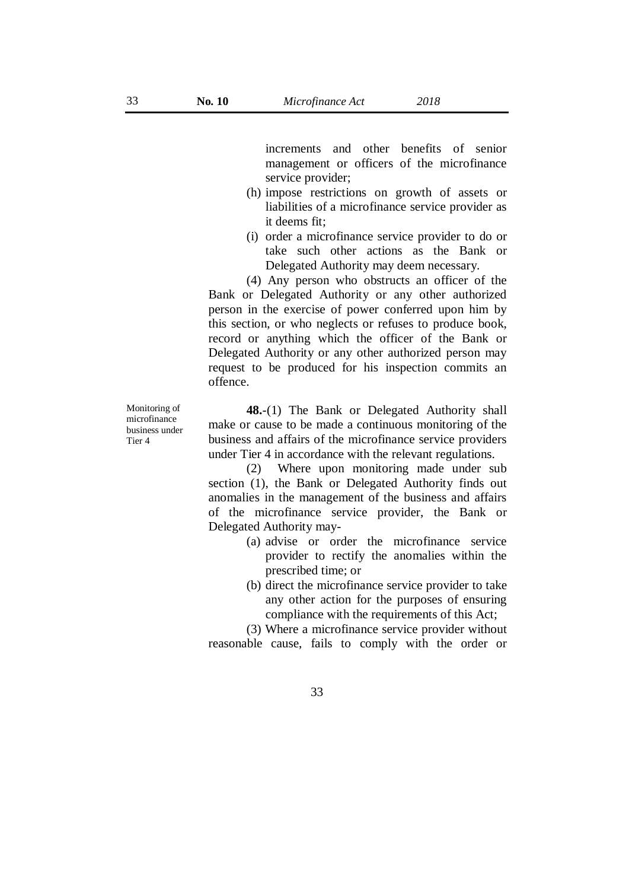increments and other benefits of senior management or officers of the microfinance service provider;

(h) impose restrictions on growth of assets or liabilities of a microfinance service provider as it deems fit;

(i) order a microfinance service provider to do or take such other actions as the Bank or Delegated Authority may deem necessary.

(4) Any person who obstructs an officer of the Bank or Delegated Authority or any other authorized person in the exercise of power conferred upon him by this section, or who neglects or refuses to produce book, record or anything which the officer of the Bank or Delegated Authority or any other authorized person may request to be produced for his inspection commits an offence.

Monitoring of microfinance business under Tier 4

**48.**-(1) The Bank or Delegated Authority shall make or cause to be made a continuous monitoring of the business and affairs of the microfinance service providers under Tier 4 in accordance with the relevant regulations.

(2) Where upon monitoring made under sub section (1), the Bank or Delegated Authority finds out anomalies in the management of the business and affairs of the microfinance service provider, the Bank or Delegated Authority may-

(a) advise or order the microfinance service provider to rectify the anomalies within the prescribed time; or

(b) direct the microfinance service provider to take any other action for the purposes of ensuring compliance with the requirements of this Act;

(3) Where a microfinance service provider without reasonable cause, fails to comply with the order or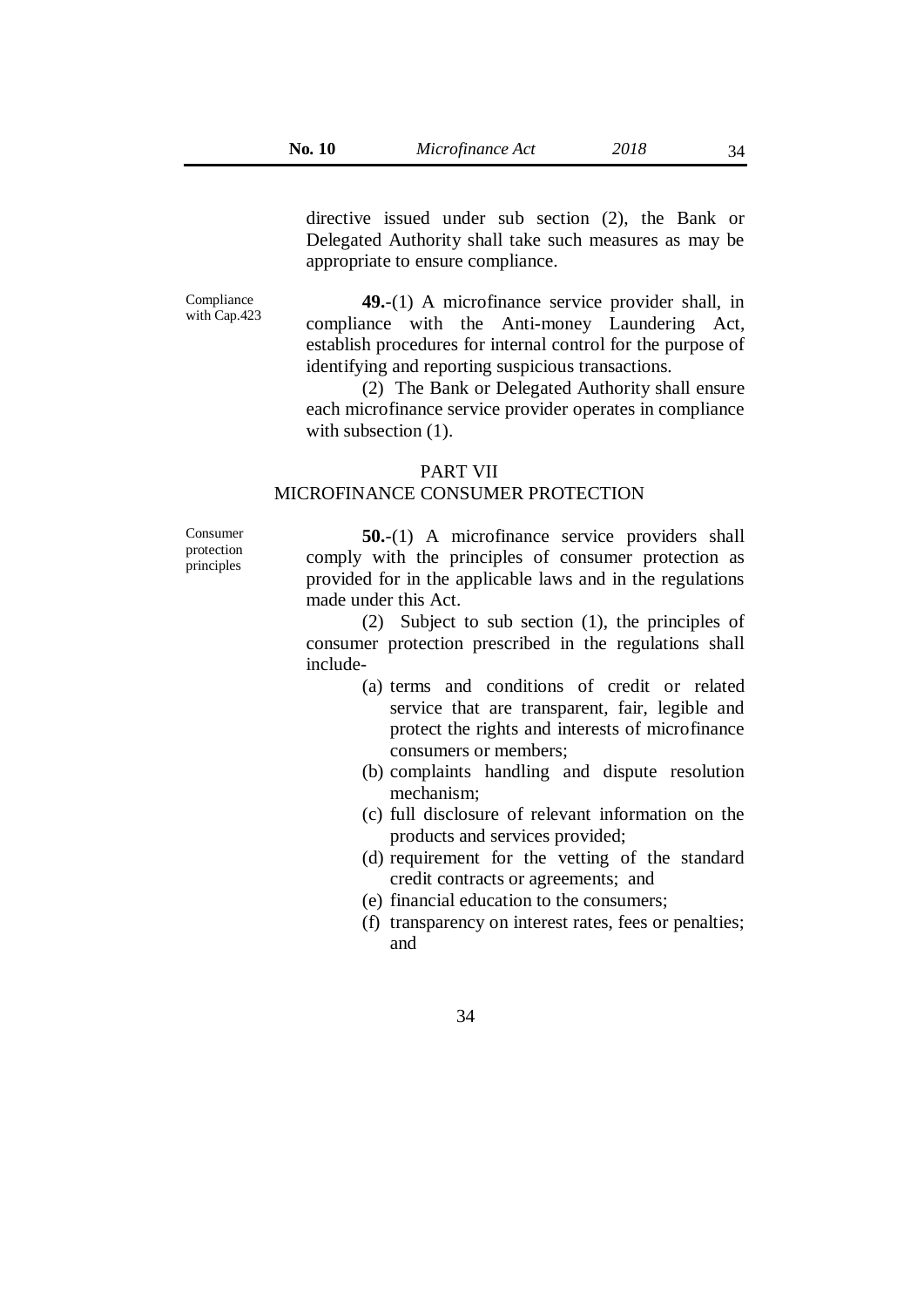directive issued under sub section (2), the Bank or Delegated Authority shall take such measures as may be appropriate to ensure compliance.

Compliance with Cap.423

**49.**-(1) A microfinance service provider shall, in compliance with the Anti-money Laundering Act, establish procedures for internal control for the purpose of identifying and reporting suspicious transactions.

(2) The Bank or Delegated Authority shall ensure each microfinance service provider operates in compliance with subsection (1).

## PART VII
## MICROFINANCE CONSUMER PROTECTION

Consumer protection principles

**50.**-(1) A microfinance service providers shall comply with the principles of consumer protection as provided for in the applicable laws and in the regulations made under this Act.

(2) Subject to sub section (1), the principles of consumer protection prescribed in the regulations shall include-

(a) terms and conditions of credit or related service that are transparent, fair, legible and protect the rights and interests of microfinance consumers or members;

(b) complaints handling and dispute resolution mechanism;

(c) full disclosure of relevant information on the products and services provided;

(d) requirement for the vetting of the standard credit contracts or agreements; and

(e) financial education to the consumers;

(f) transparency on interest rates, fees or penalties; and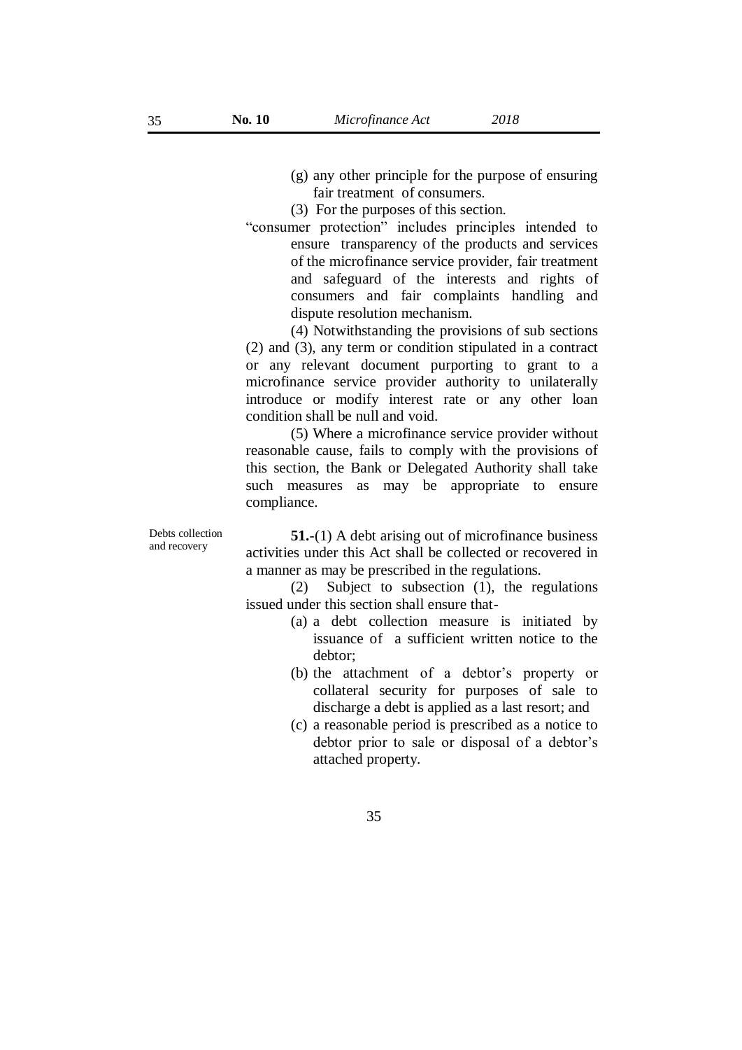(g) any other principle for the purpose of ensuring fair treatment of consumers.

(3) For the purposes of this section.

"consumer protection" includes principles intended to ensure transparency of the products and services of the microfinance service provider, fair treatment and safeguard of the interests and rights of consumers and fair complaints handling and dispute resolution mechanism.

(4) Notwithstanding the provisions of sub sections (2) and (3), any term or condition stipulated in a contract or any relevant document purporting to grant to a microfinance service provider authority to unilaterally introduce or modify interest rate or any other loan condition shall be null and void.

(5) Where a microfinance service provider without reasonable cause, fails to comply with the provisions of this section, the Bank or Delegated Authority shall take such measures as may be appropriate to ensure compliance.

Debts collection and recovery

**51.-**(1) A debt arising out of microfinance business activities under this Act shall be collected or recovered in a manner as may be prescribed in the regulations.

(2) Subject to subsection (1), the regulations issued under this section shall ensure that-

(a) a debt collection measure is initiated by issuance of a sufficient written notice to the debtor;

(b) the attachment of a debtor's property or collateral security for purposes of sale to discharge a debt is applied as a last resort; and

(c) a reasonable period is prescribed as a notice to debtor prior to sale or disposal of a debtor's attached property.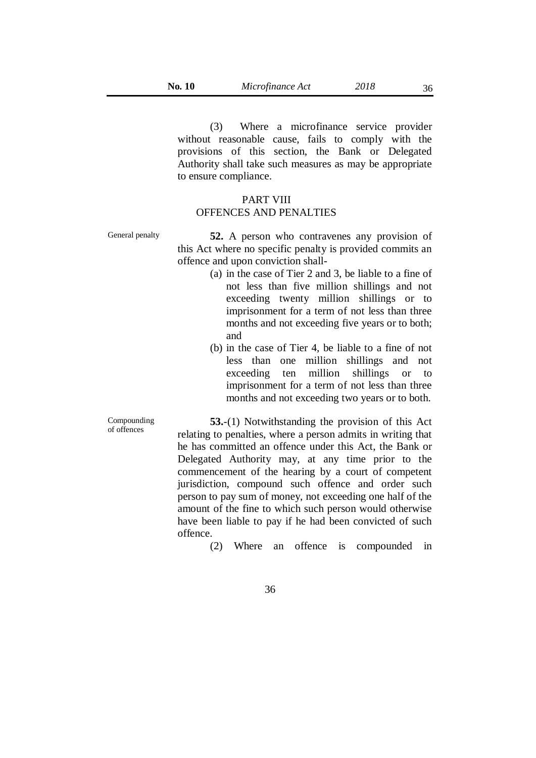(3) Where a microfinance service provider without reasonable cause, fails to comply with the provisions of this section, the Bank or Delegated Authority shall take such measures as may be appropriate to ensure compliance.

## PART VIII
## OFFENCES AND PENALTIES

General penalty

**52.** A person who contravenes any provision of this Act where no specific penalty is provided commits an offence and upon conviction shall-

(a) in the case of Tier 2 and 3, be liable to a fine of not less than five million shillings and not exceeding twenty million shillings or to imprisonment for a term of not less than three months and not exceeding five years or to both; and

(b) in the case of Tier 4, be liable to a fine of not less than one million shillings and not exceeding ten million shillings or to imprisonment for a term of not less than three months and not exceeding two years or to both.

Compounding of offences

**53.**-(1) Notwithstanding the provision of this Act relating to penalties, where a person admits in writing that he has committed an offence under this Act, the Bank or Delegated Authority may, at any time prior to the commencement of the hearing by a court of competent jurisdiction, compound such offence and order such person to pay sum of money, not exceeding one half of the amount of the fine to which such person would otherwise have been liable to pay if he had been convicted of such offence.

(2) Where an offence is compounded in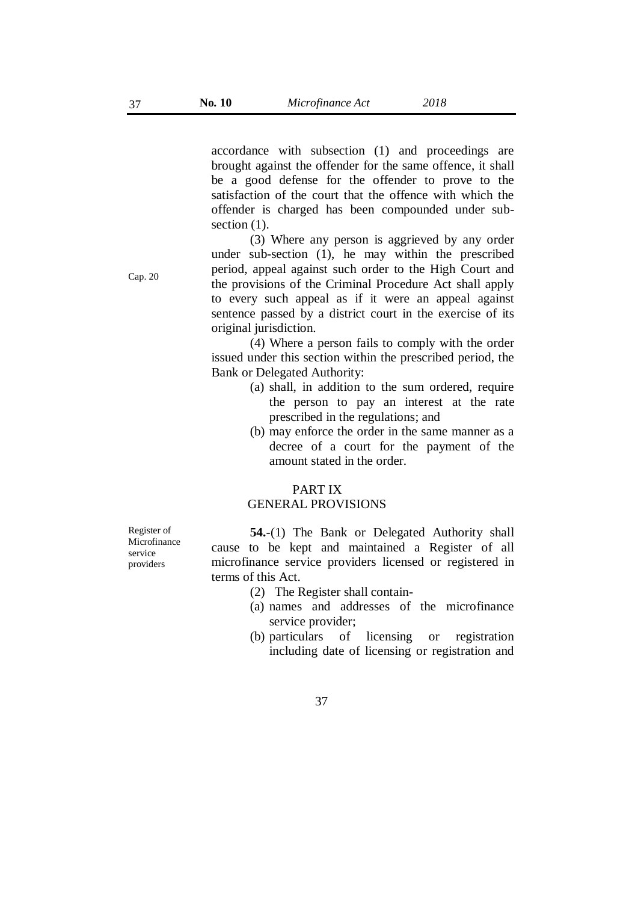accordance with subsection (1) and proceedings are brought against the offender for the same offence, it shall be a good defense for the offender to prove to the satisfaction of the court that the offence with which the offender is charged has been compounded under sub-section (1).

Cap. 20

(3) Where any person is aggrieved by any order under sub-section (1), he may within the prescribed period, appeal against such order to the High Court and the provisions of the Criminal Procedure Act shall apply to every such appeal as if it were an appeal against sentence passed by a district court in the exercise of its original jurisdiction.

(4) Where a person fails to comply with the order issued under this section within the prescribed period, the Bank or Delegated Authority:

- (a) shall, in addition to the sum ordered, require the person to pay an interest at the rate prescribed in the regulations; and
- (b) may enforce the order in the same manner as a decree of a court for the payment of the amount stated in the order.

## PART IX
## GENERAL PROVISIONS

Register of Microfinance service providers

**54.**-(1) The Bank or Delegated Authority shall cause to be kept and maintained a Register of all microfinance service providers licensed or registered in terms of this Act.

(2) The Register shall contain-

- (a) names and addresses of the microfinance service provider;
- (b) particulars of licensing or registration including date of licensing or registration and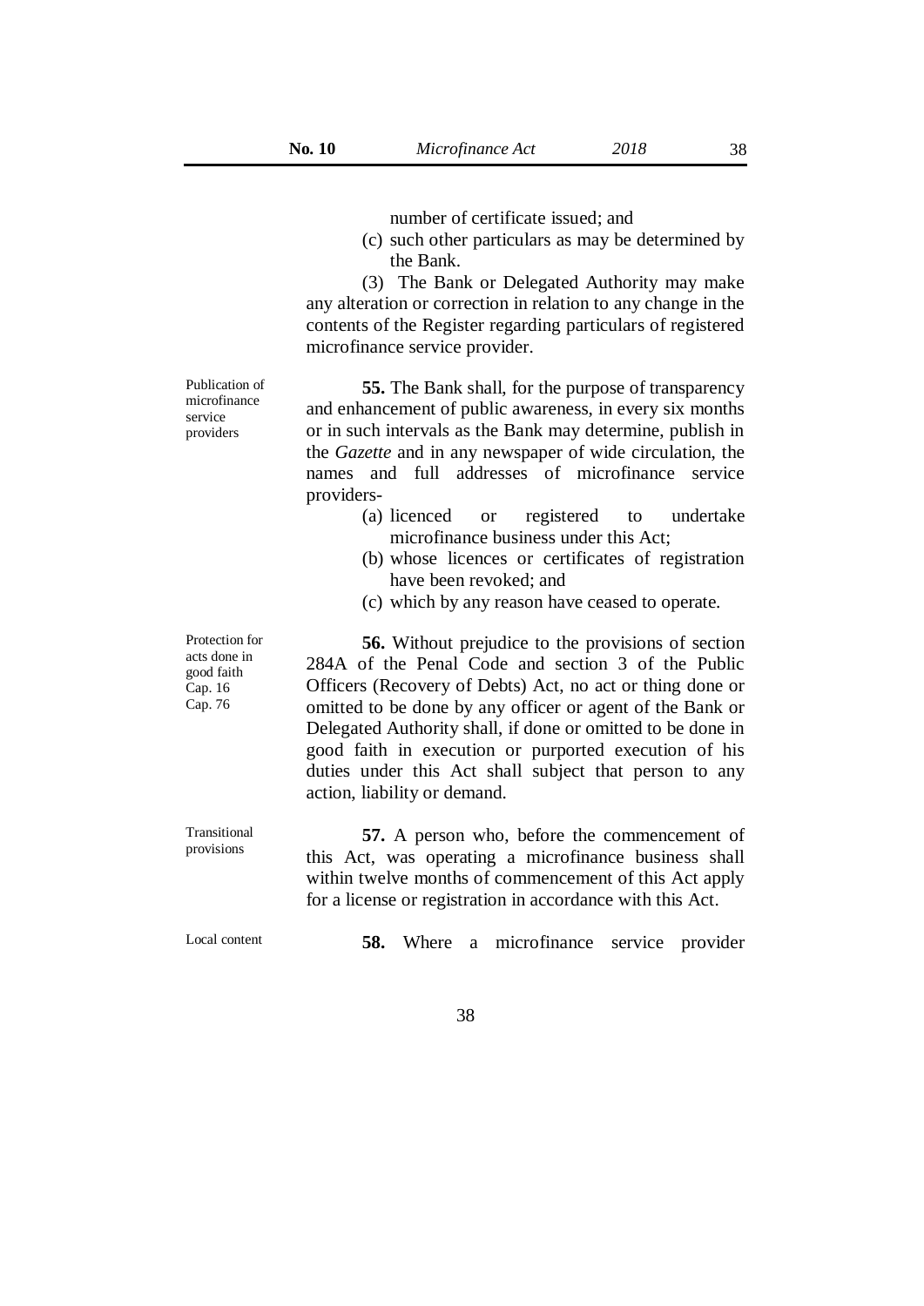number of certificate issued; and

(c) such other particulars as may be determined by the Bank.

(3) The Bank or Delegated Authority may make any alteration or correction in relation to any change in the contents of the Register regarding particulars of registered microfinance service provider.

Publication of microfinance service providers

**55.** The Bank shall, for the purpose of transparency and enhancement of public awareness, in every six months or in such intervals as the Bank may determine, publish in the *Gazette* and in any newspaper of wide circulation, the names and full addresses of microfinance service providers-

(a) licenced or registered to undertake microfinance business under this Act;

(b) whose licences or certificates of registration have been revoked; and

(c) which by any reason have ceased to operate.

Protection for acts done in good faith
Cap. 16
Cap. 76

**56.** Without prejudice to the provisions of section 284A of the Penal Code and section 3 of the Public Officers (Recovery of Debts) Act, no act or thing done or omitted to be done by any officer or agent of the Bank or Delegated Authority shall, if done or omitted to be done in good faith in execution or purported execution of his duties under this Act shall subject that person to any action, liability or demand.

Transitional provisions

**57.** A person who, before the commencement of this Act, was operating a microfinance business shall within twelve months of commencement of this Act apply for a license or registration in accordance with this Act.

Local content

**58.** Where a microfinance service provider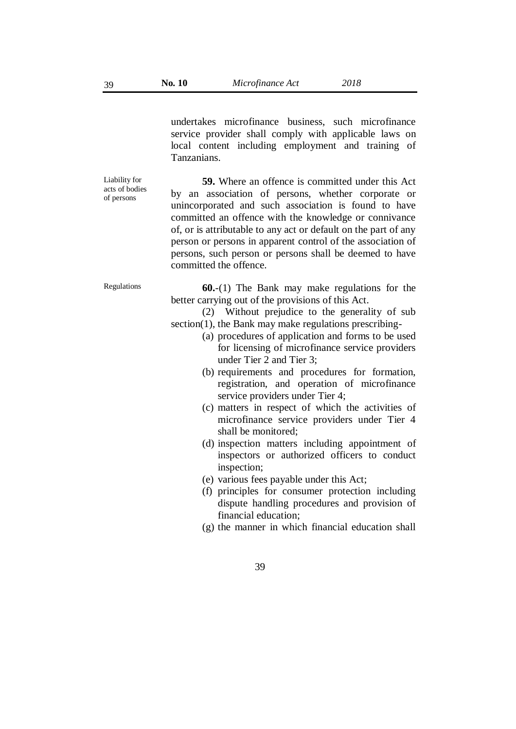undertakes microfinance business, such microfinance service provider shall comply with applicable laws on local content including employment and training of Tanzanians.

Liability for acts of bodies of persons

**59.** Where an offence is committed under this Act by an association of persons, whether corporate or unincorporated and such association is found to have committed an offence with the knowledge or connivance of, or is attributable to any act or default on the part of any person or persons in apparent control of the association of persons, such person or persons shall be deemed to have committed the offence.

Regulations

**60.**-(1) The Bank may make regulations for the better carrying out of the provisions of this Act.

(2) Without prejudice to the generality of sub section(1), the Bank may make regulations prescribing-

(a) procedures of application and forms to be used for licensing of microfinance service providers under Tier 2 and Tier 3;

(b) requirements and procedures for formation, registration, and operation of microfinance service providers under Tier 4;

(c) matters in respect of which the activities of microfinance service providers under Tier 4 shall be monitored;

(d) inspection matters including appointment of inspectors or authorized officers to conduct inspection;

(e) various fees payable under this Act;

(f) principles for consumer protection including dispute handling procedures and provision of financial education;

(g) the manner in which financial education shall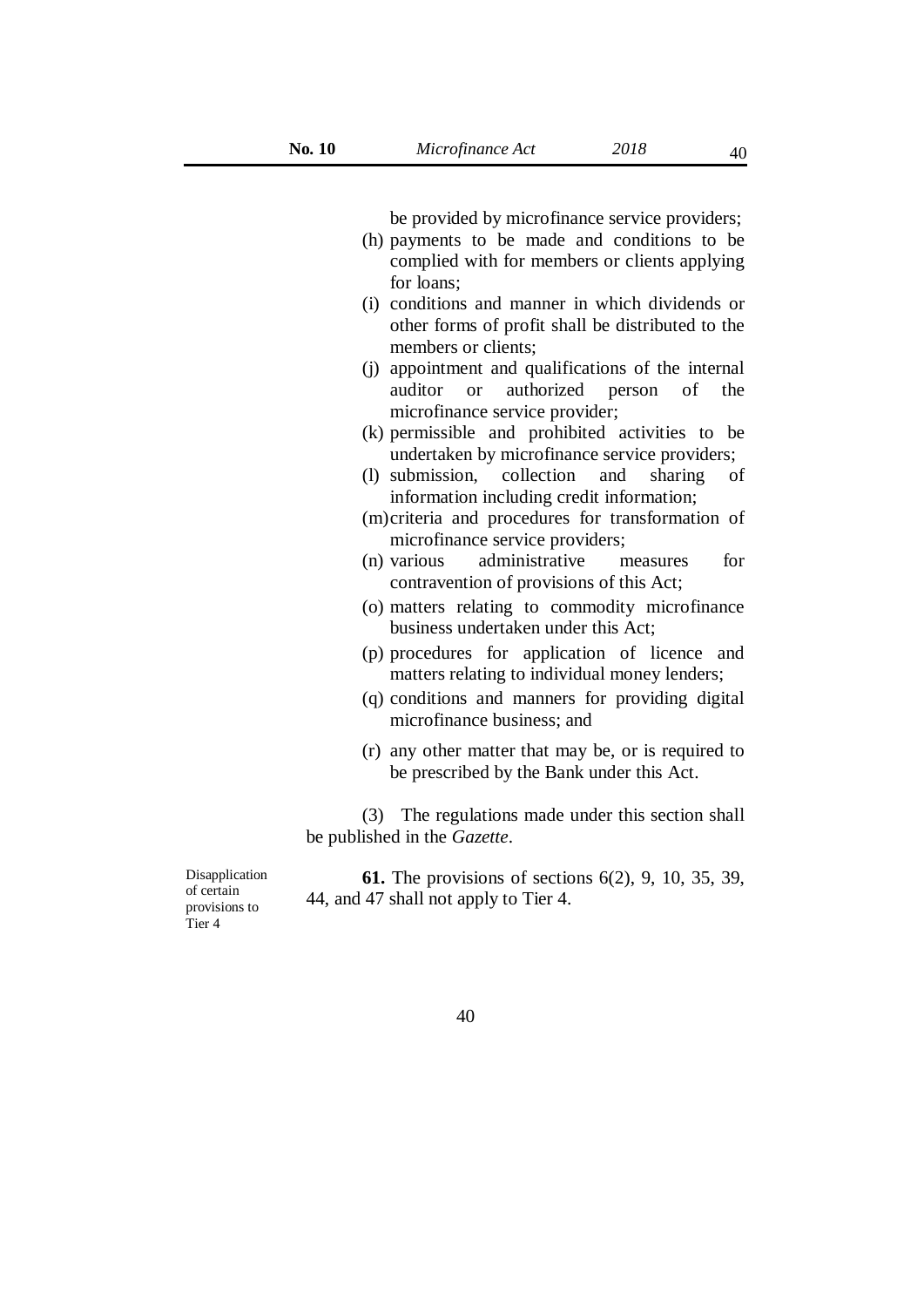be provided by microfinance service providers;

(h) payments to be made and conditions to be complied with for members or clients applying for loans;

(i) conditions and manner in which dividends or other forms of profit shall be distributed to the members or clients;

(j) appointment and qualifications of the internal auditor or authorized person of the microfinance service provider;

(k) permissible and prohibited activities to be undertaken by microfinance service providers;

(l) submission, collection and sharing of information including credit information;

(m) criteria and procedures for transformation of microfinance service providers;

(n) various administrative measures for contravention of provisions of this Act;

(o) matters relating to commodity microfinance business undertaken under this Act;

(p) procedures for application of licence and matters relating to individual money lenders;

(q) conditions and manners for providing digital microfinance business; and

(r) any other matter that may be, or is required to be prescribed by the Bank under this Act.

(3) The regulations made under this section shall be published in the *Gazette*.

Disapplication of certain provisions to Tier 4

**61.** The provisions of sections 6(2), 9, 10, 35, 39, 44, and 47 shall not apply to Tier 4.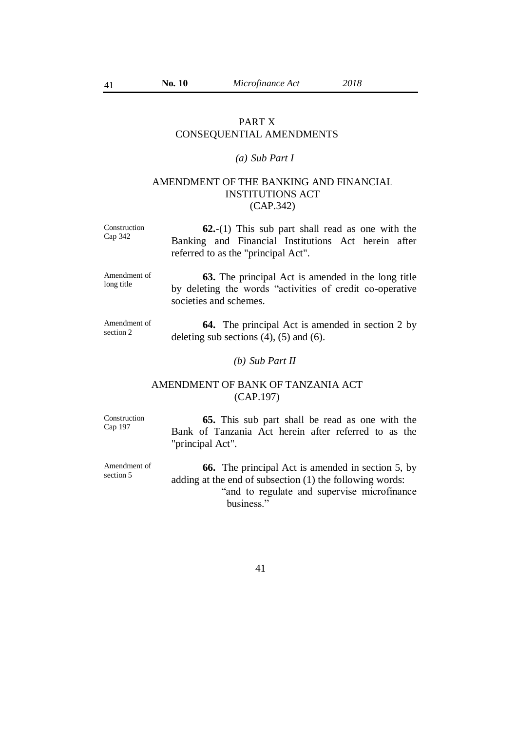# PART X
# CONSEQUENTIAL AMENDMENTS

*(a) Sub Part I*

## AMENDMENT OF THE BANKING AND FINANCIAL INSTITUTIONS ACT (CAP.342)

Construction Cap 342

**62.**-(1) This sub part shall read as one with the Banking and Financial Institutions Act herein after referred to as the "principal Act".

Amendment of long title

**63.** The principal Act is amended in the long title by deleting the words "activities of credit co-operative societies and schemes.

Amendment of section 2

**64.** The principal Act is amended in section 2 by deleting sub sections (4), (5) and (6).

*(b) Sub Part II*

## AMENDMENT OF BANK OF TANZANIA ACT (CAP.197)

Construction Cap 197

**65.** This sub part shall be read as one with the Bank of Tanzania Act herein after referred to as the "principal Act".

Amendment of section 5

**66.** The principal Act is amended in section 5, by adding at the end of subsection (1) the following words:

> "and to regulate and supervise microfinance business."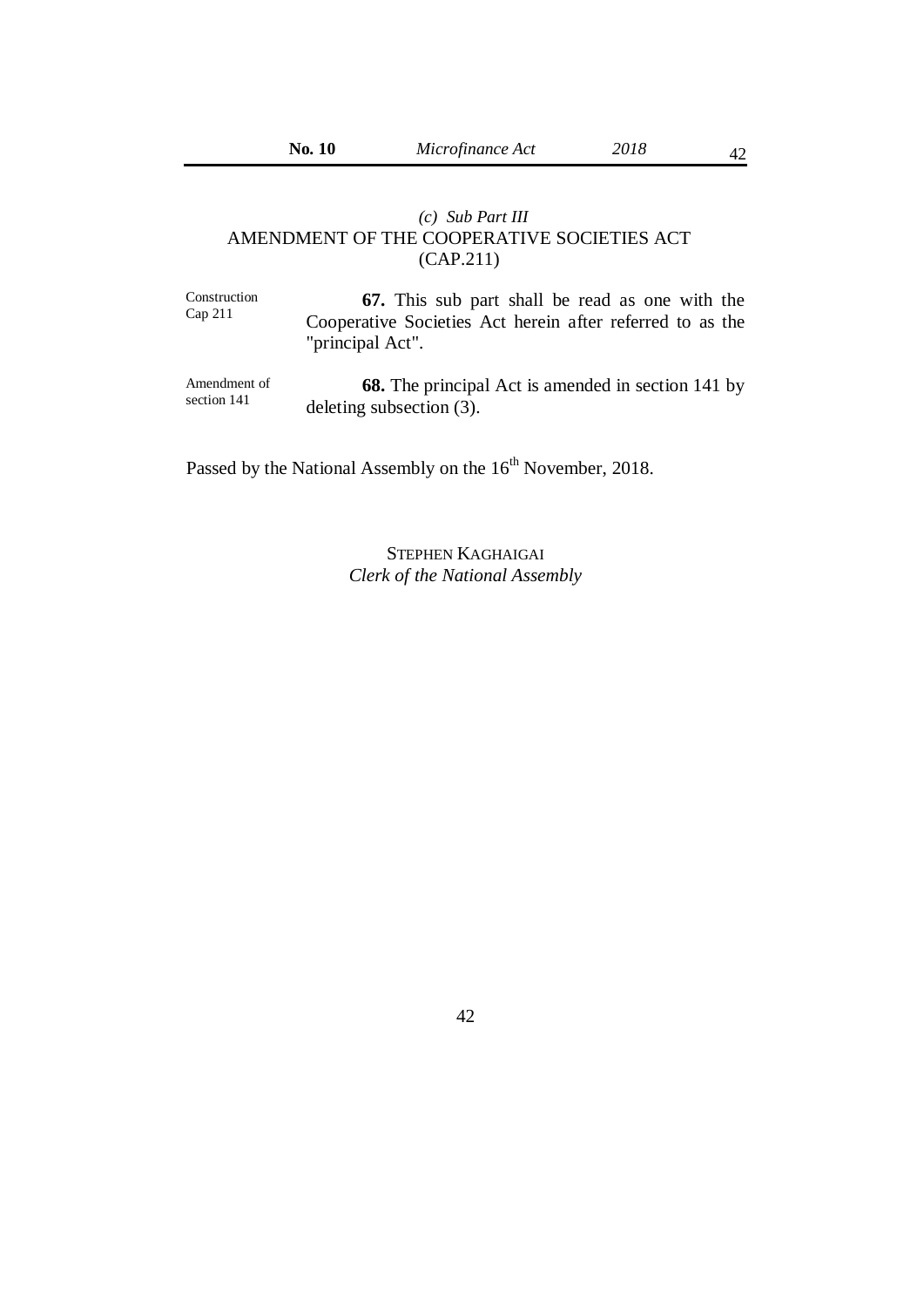*(c) Sub Part III*

AMENDMENT OF THE COOPERATIVE SOCIETIES ACT (CAP.211)

Construction Cap 211

**67.** This sub part shall be read as one with the Cooperative Societies Act herein after referred to as the "principal Act".

Amendment of section 141

**68.** The principal Act is amended in section 141 by deleting subsection (3).

Passed by the National Assembly on the 16th November, 2018.

STEPHEN KAGHAIGAI
*Clerk of the National Assembly*